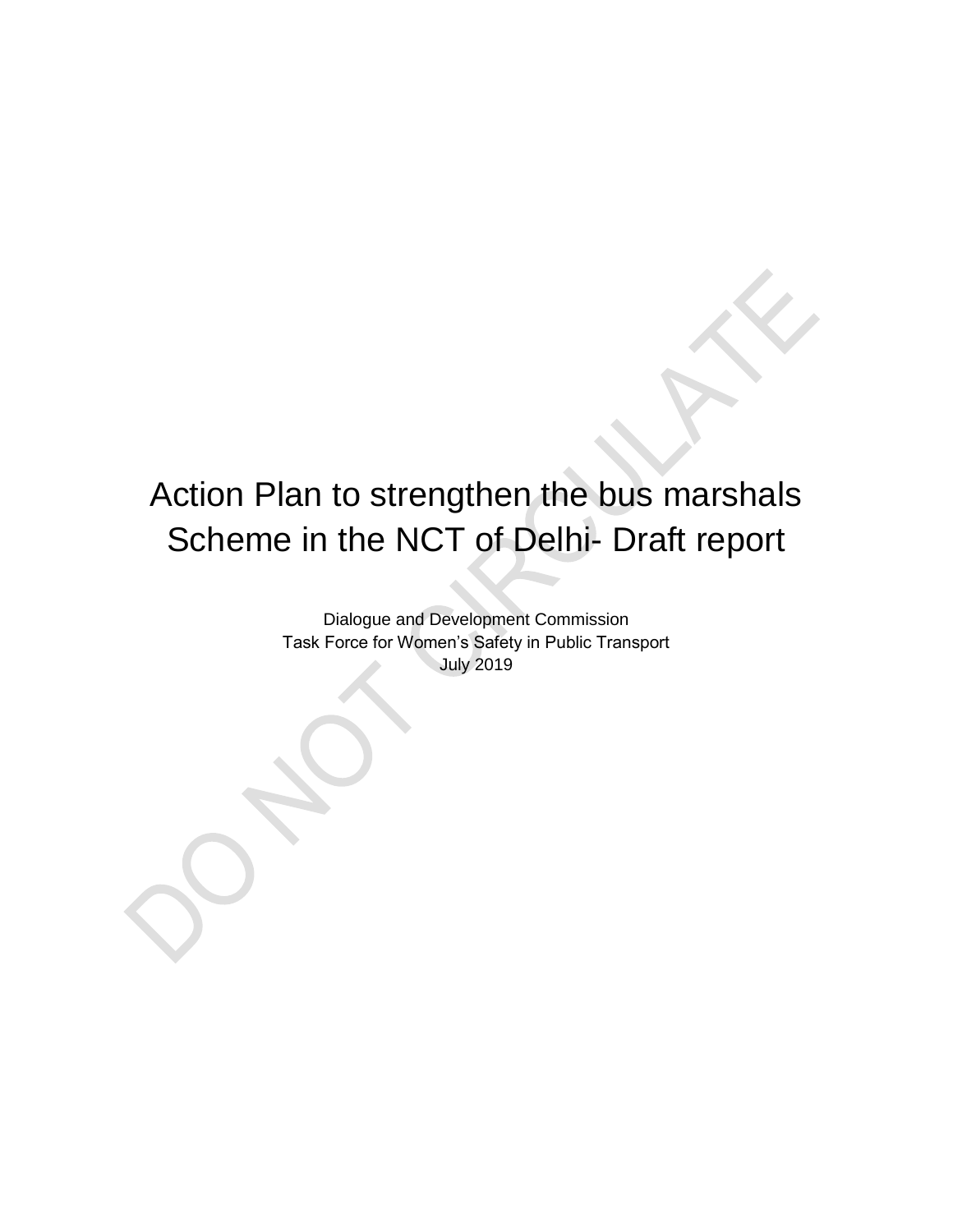# Action Plan to strengthen the bus marshals Scheme in the NCT of Delhi- Draft report

Dialogue and Development Commission
Task Force for Women's Safety in Public Transport
July 2019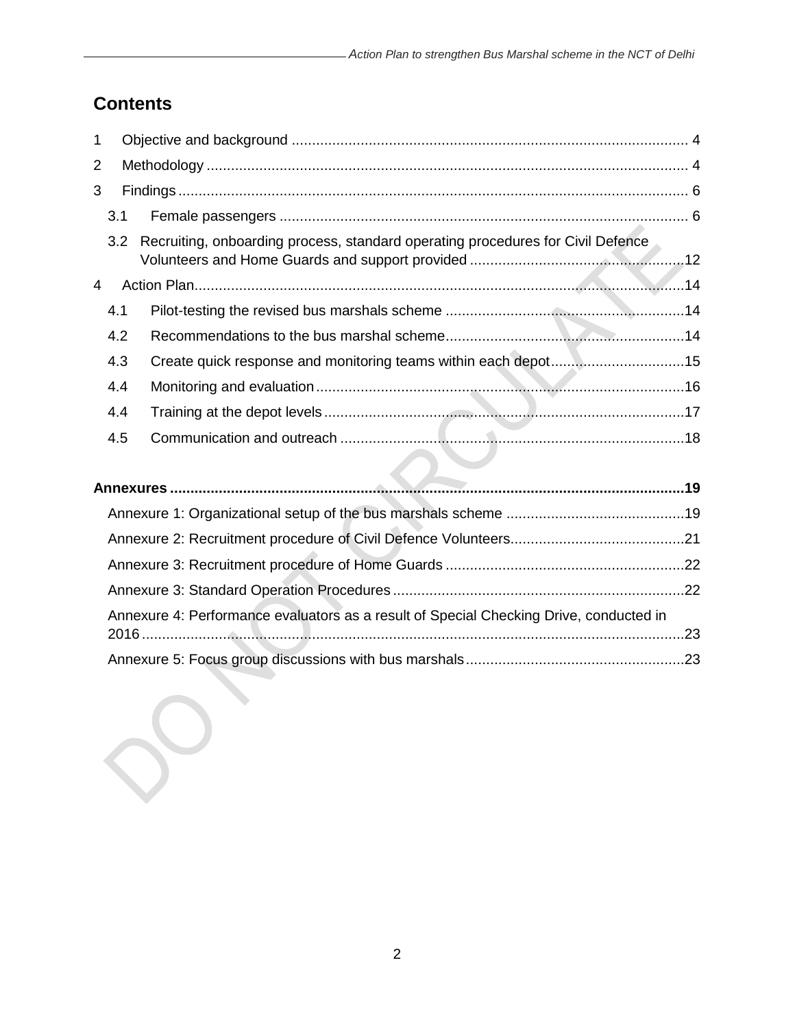# Contents

1 Objective and background ..... 4

2 Methodology ..... 4

3 Findings ..... 6

- 3.1 Female passengers ..... 6
- 3.2 Recruiting, onboarding process, standard operating procedures for Civil Defence Volunteers and Home Guards and support provided ..... 12

4 Action Plan ..... 14

- 4.1 Pilot-testing the revised bus marshals scheme ..... 14
- 4.2 Recommendations to the bus marshal scheme ..... 14
- 4.3 Create quick response and monitoring teams within each depot ..... 15
- 4.4 Monitoring and evaluation ..... 16
- 4.4 Training at the depot levels ..... 17
- 4.5 Communication and outreach ..... 18

**Annexures ..... 19**

- Annexure 1: Organizational setup of the bus marshals scheme ..... 19
- Annexure 2: Recruitment procedure of Civil Defence Volunteers ..... 21
- Annexure 3: Recruitment procedure of Home Guards ..... 22
- Annexure 3: Standard Operation Procedures ..... 22
- Annexure 4: Performance evaluators as a result of Special Checking Drive, conducted in 2016 ..... 23
- Annexure 5: Focus group discussions with bus marshals ..... 23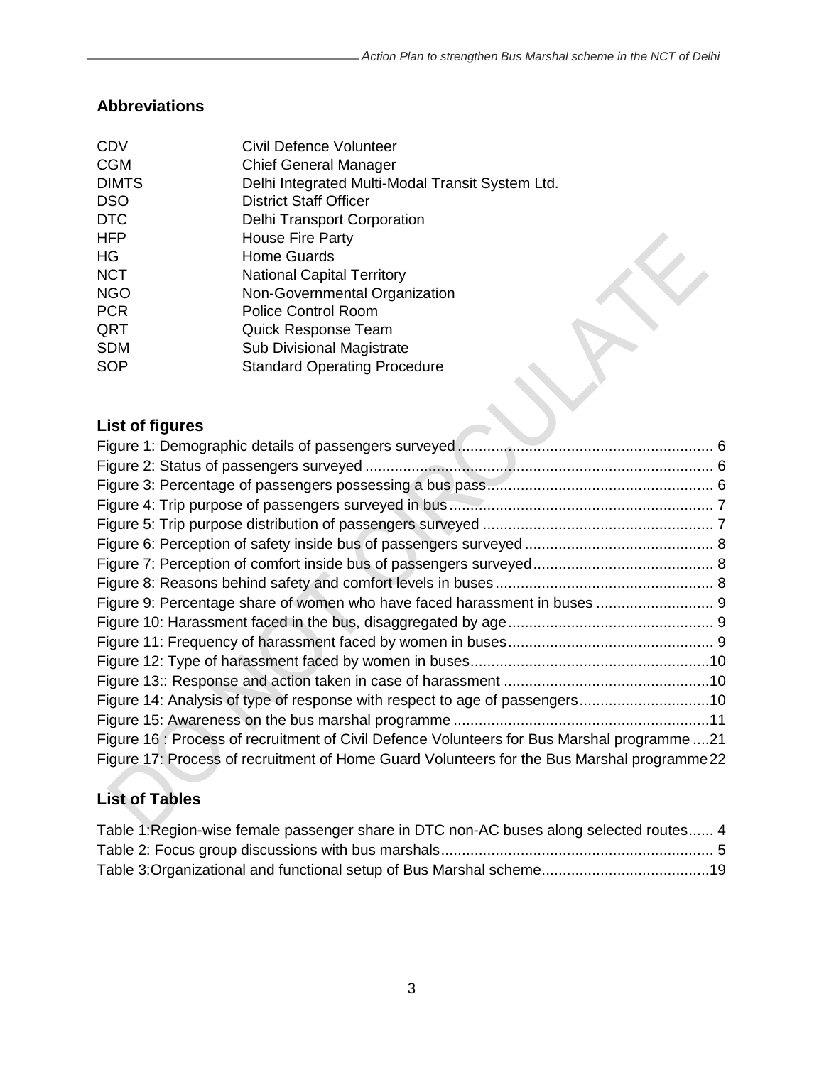## Abbreviations

| | |
|---|---|
| CDV | Civil Defence Volunteer |
| CGM | Chief General Manager |
| DIMTS | Delhi Integrated Multi-Modal Transit System Ltd. |
| DSO | District Staff Officer |
| DTC | Delhi Transport Corporation |
| HFP | House Fire Party |
| HG | Home Guards |
| NCT | National Capital Territory |
| NGO | Non-Governmental Organization |
| PCR | Police Control Room |
| QRT | Quick Response Team |
| SDM | Sub Divisional Magistrate |
| SOP | Standard Operating Procedure |

## List of figures

Figure 1: Demographic details of passengers surveyed ........ 6
Figure 2: Status of passengers surveyed ........ 6
Figure 3: Percentage of passengers possessing a bus pass ........ 6
Figure 4: Trip purpose of passengers surveyed in bus ........ 7
Figure 5: Trip purpose distribution of passengers surveyed ........ 7
Figure 6: Perception of safety inside bus of passengers surveyed ........ 8
Figure 7: Perception of comfort inside bus of passengers surveyed ........ 8
Figure 8: Reasons behind safety and comfort levels in buses ........ 8
Figure 9: Percentage share of women who have faced harassment in buses ........ 9
Figure 10: Harassment faced in the bus, disaggregated by age ........ 9
Figure 11: Frequency of harassment faced by women in buses ........ 9
Figure 12: Type of harassment faced by women in buses ........ 10
Figure 13:: Response and action taken in case of harassment ........ 10
Figure 14: Analysis of type of response with respect to age of passengers ........ 10
Figure 15: Awareness on the bus marshal programme ........ 11
Figure 16 : Process of recruitment of Civil Defence Volunteers for Bus Marshal programme ........ 21
Figure 17: Process of recruitment of Home Guard Volunteers for the Bus Marshal programme ........ 22

## List of Tables

Table 1:Region-wise female passenger share in DTC non-AC buses along selected routes ........ 4
Table 2: Focus group discussions with bus marshals ........ 5
Table 3:Organizational and functional setup of Bus Marshal scheme ........ 19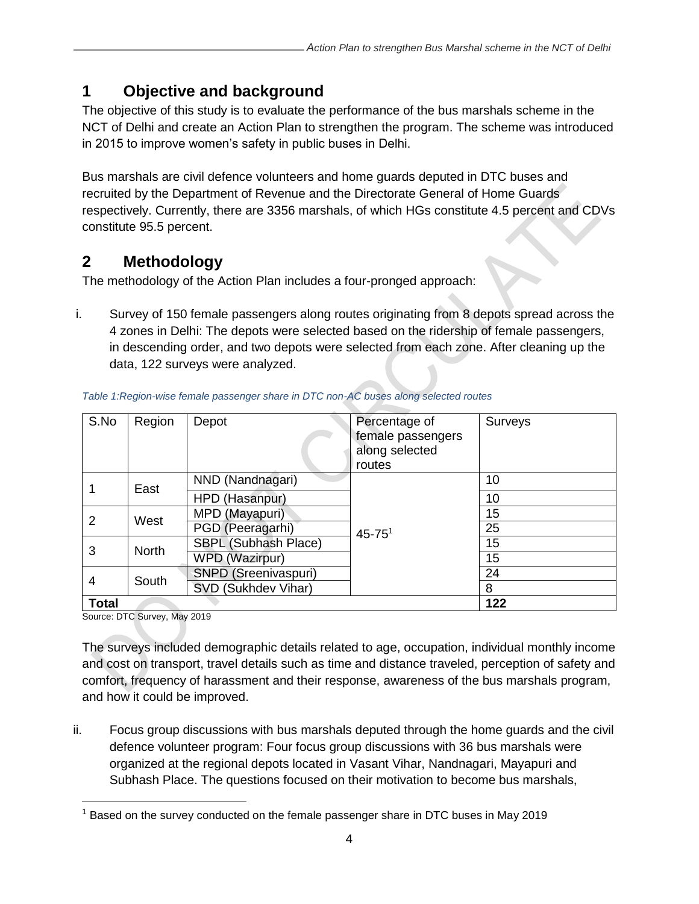# 1 Objective and background

The objective of this study is to evaluate the performance of the bus marshals scheme in the NCT of Delhi and create an Action Plan to strengthen the program. The scheme was introduced in 2015 to improve women's safety in public buses in Delhi.

Bus marshals are civil defence volunteers and home guards deputed in DTC buses and recruited by the Department of Revenue and the Directorate General of Home Guards respectively. Currently, there are 3356 marshals, of which HGs constitute 4.5 percent and CDVs constitute 95.5 percent.

# 2 Methodology

The methodology of the Action Plan includes a four-pronged approach:

i. Survey of 150 female passengers along routes originating from 8 depots spread across the 4 zones in Delhi: The depots were selected based on the ridership of female passengers, in descending order, and two depots were selected from each zone. After cleaning up the data, 122 surveys were analyzed.

*Table 1:Region-wise female passenger share in DTC non-AC buses along selected routes*

| S.No | Region | Depot | Percentage of female passengers along selected routes | Surveys |
|---|---|---|---|---|
| 1 | East | NND (Nandnagari) | 45-75[1] | 10 |
| | | HPD (Hasanpur) | | 10 |
| 2 | West | MPD (Mayapuri) | | 15 |
| | | PGD (Peeragarhi) | | 25 |
| 3 | North | SBPL (Subhash Place) | | 15 |
| | | WPD (Wazirpur) | | 15 |
| 4 | South | SNPD (Sreenivaspuri) | | 24 |
| | | SVD (Sukhdev Vihar) | | 8 |
| **Total** | | | | **122** |

Source: DTC Survey, May 2019

The surveys included demographic details related to age, occupation, individual monthly income and cost on transport, travel details such as time and distance traveled, perception of safety and comfort, frequency of harassment and their response, awareness of the bus marshals program, and how it could be improved.

ii. Focus group discussions with bus marshals deputed through the home guards and the civil defence volunteer program: Four focus group discussions with 36 bus marshals were organized at the regional depots located in Vasant Vihar, Nandnagari, Mayapuri and Subhash Place. The questions focused on their motivation to become bus marshals,

[1] Based on the survey conducted on the female passenger share in DTC buses in May 2019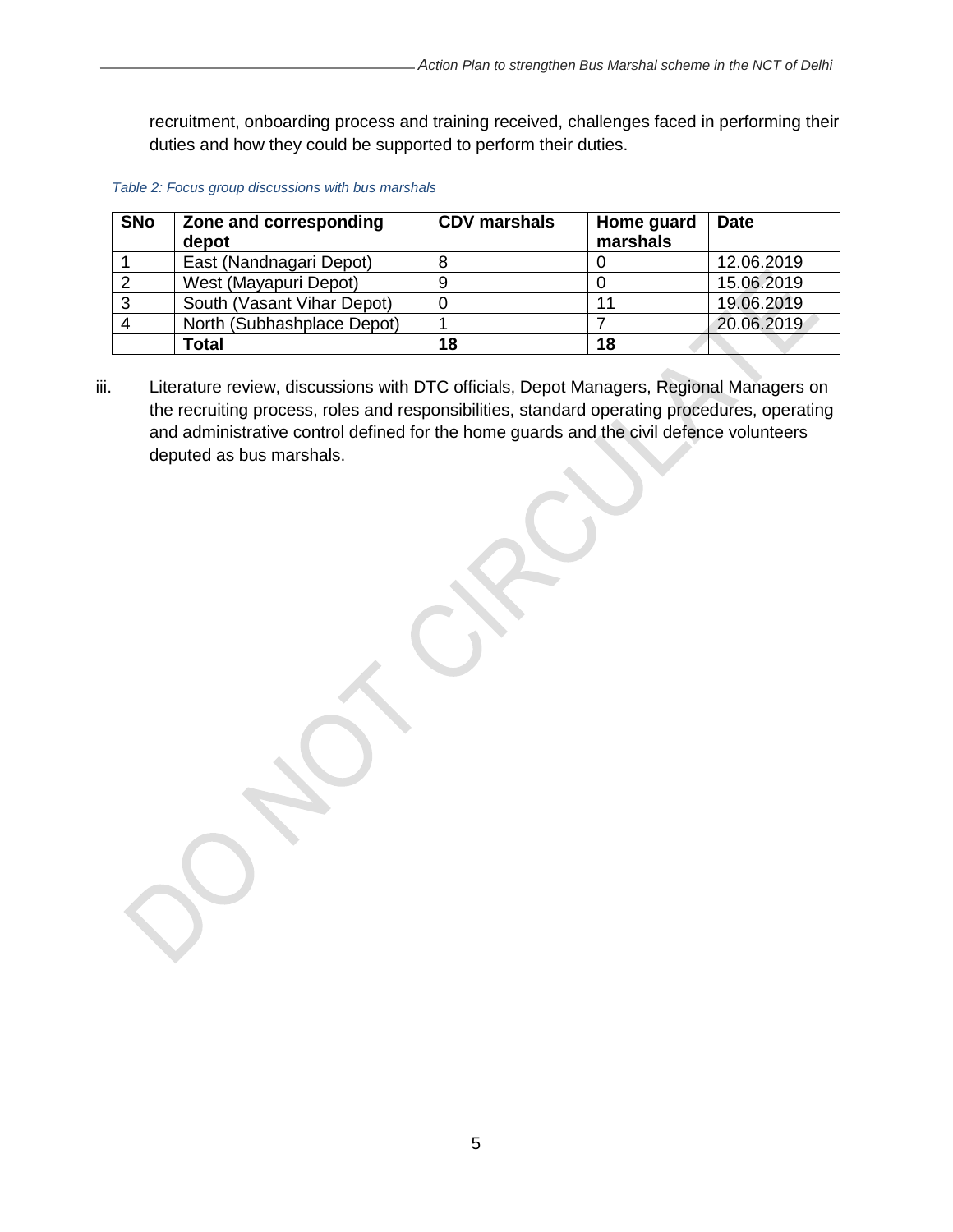recruitment, onboarding process and training received, challenges faced in performing their duties and how they could be supported to perform their duties.

*Table 2: Focus group discussions with bus marshals*

| SNo | Zone and corresponding depot | CDV marshals | Home guard marshals | Date |
|---|---|---|---|---|
| 1 | East (Nandnagari Depot) | 8 | 0 | 12.06.2019 |
| 2 | West (Mayapuri Depot) | 9 | 0 | 15.06.2019 |
| 3 | South (Vasant Vihar Depot) | 0 | 11 | 19.06.2019 |
| 4 | North (Subhashplace Depot) | 1 | 7 | 20.06.2019 |
| | **Total** | **18** | **18** | |

iii. Literature review, discussions with DTC officials, Depot Managers, Regional Managers on the recruiting process, roles and responsibilities, standard operating procedures, operating and administrative control defined for the home guards and the civil defence volunteers deputed as bus marshals.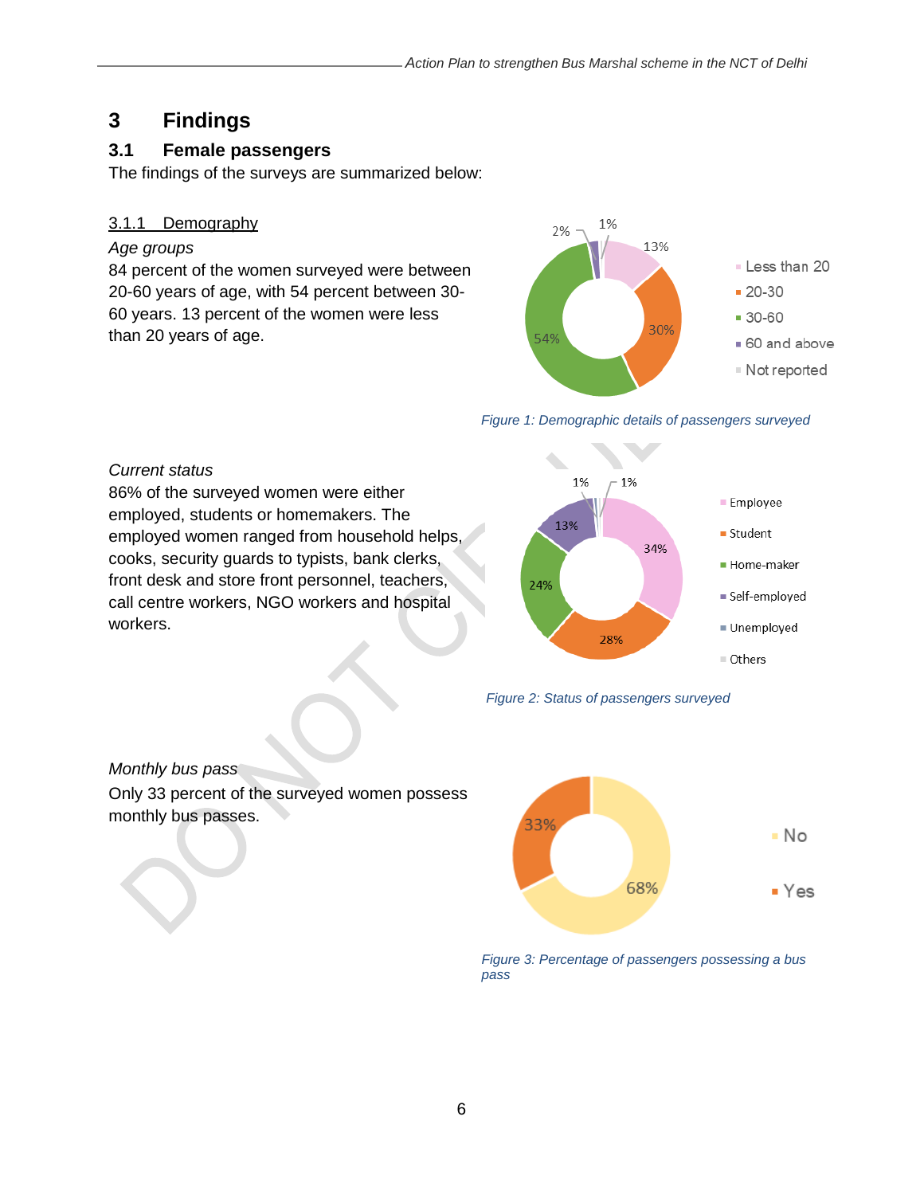# 3 Findings

## 3.1 Female passengers

The findings of the surveys are summarized below:

### 3.1.1 Demography

*Age groups*

84 percent of the women surveyed were between 20-60 years of age, with 54 percent between 30-60 years. 13 percent of the women were less than 20 years of age.

Figure 1: Demographic details of passengers surveyed

*Current status*

86% of the surveyed women were either employed, students or homemakers. The employed women ranged from household helps, cooks, security guards to typists, bank clerks, front desk and store front personnel, teachers, call centre workers, NGO workers and hospital workers.

Figure 2: Status of passengers surveyed

*Monthly bus pass*

Only 33 percent of the surveyed women possess monthly bus passes.

Figure 3: Percentage of passengers possessing a bus pass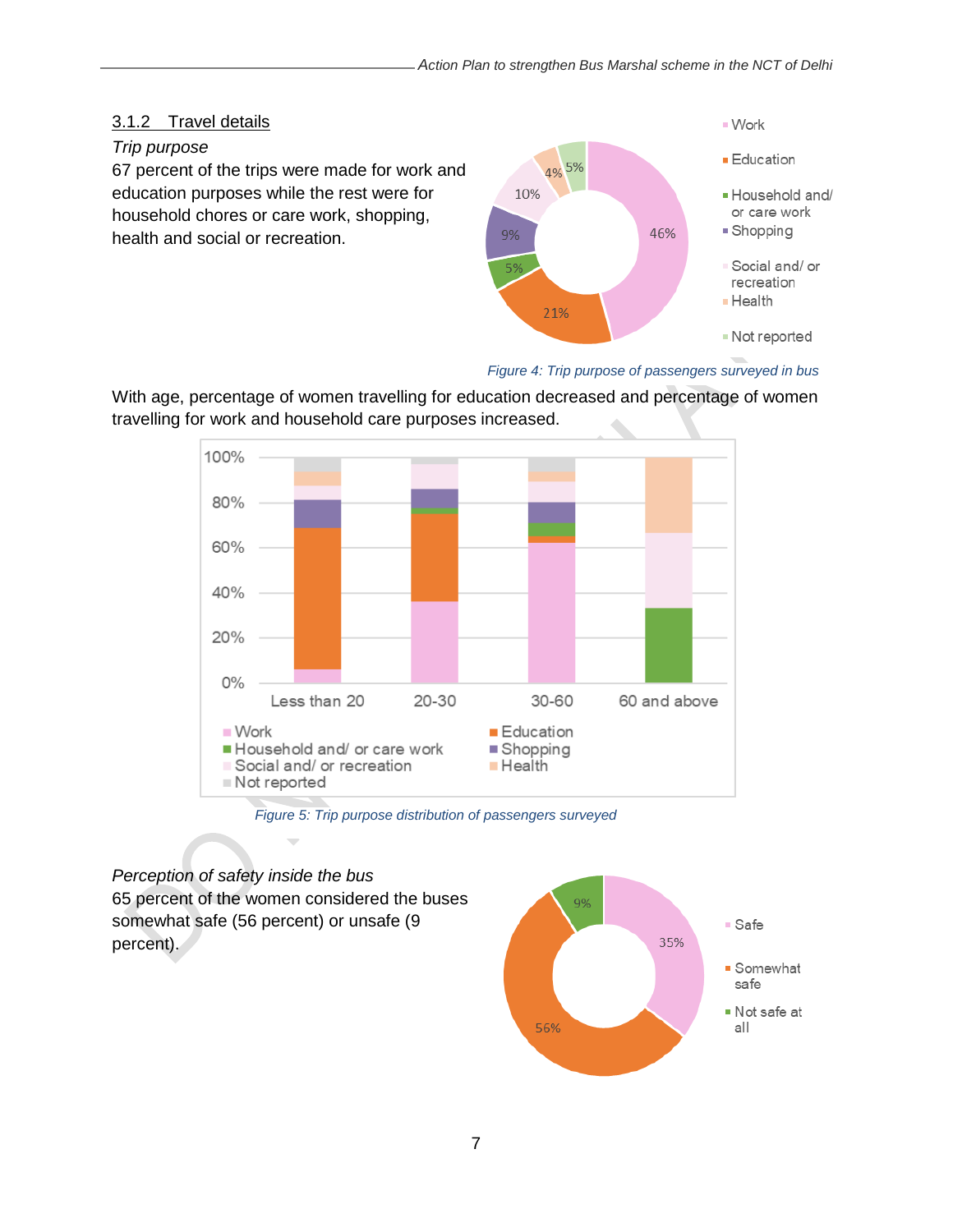### 3.1.2 Travel details

*Trip purpose*

67 percent of the trips were made for work and education purposes while the rest were for household chores or care work, shopping, health and social or recreation.

*Figure 4: Trip purpose of passengers surveyed in bus*

With age, percentage of women travelling for education decreased and percentage of women travelling for work and household care purposes increased.

*Figure 5: Trip purpose distribution of passengers surveyed*

*Perception of safety inside the bus*

65 percent of the women considered the buses somewhat safe (56 percent) or unsafe (9 percent).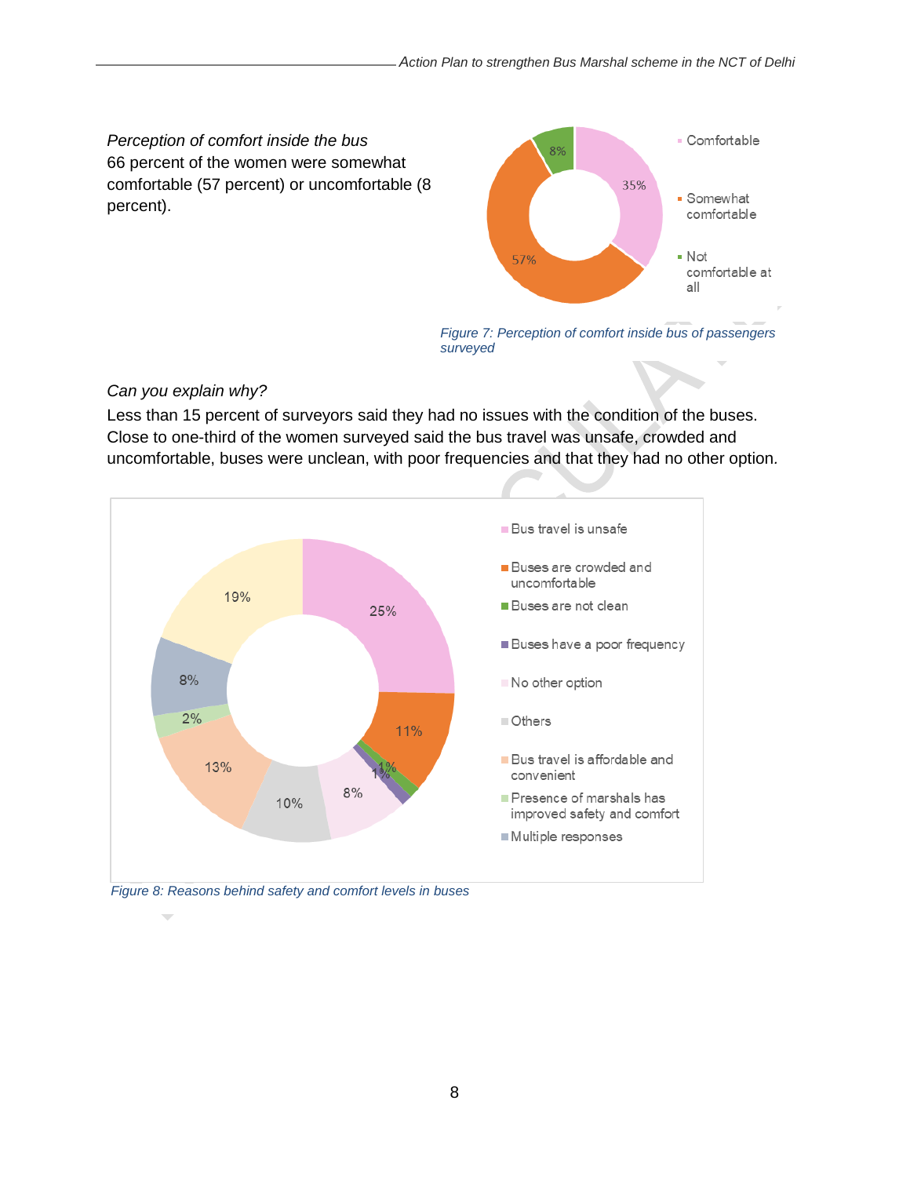*Perception of comfort inside the bus*
66 percent of the women were somewhat comfortable (57 percent) or uncomfortable (8 percent).

*Figure 7: Perception of comfort inside bus of passengers surveyed*

*Can you explain why?*
Less than 15 percent of surveyors said they had no issues with the condition of the buses. Close to one-third of the women surveyed said the bus travel was unsafe, crowded and uncomfortable, buses were unclean, with poor frequencies and that they had no other option.

*Figure 8: Reasons behind safety and comfort levels in buses*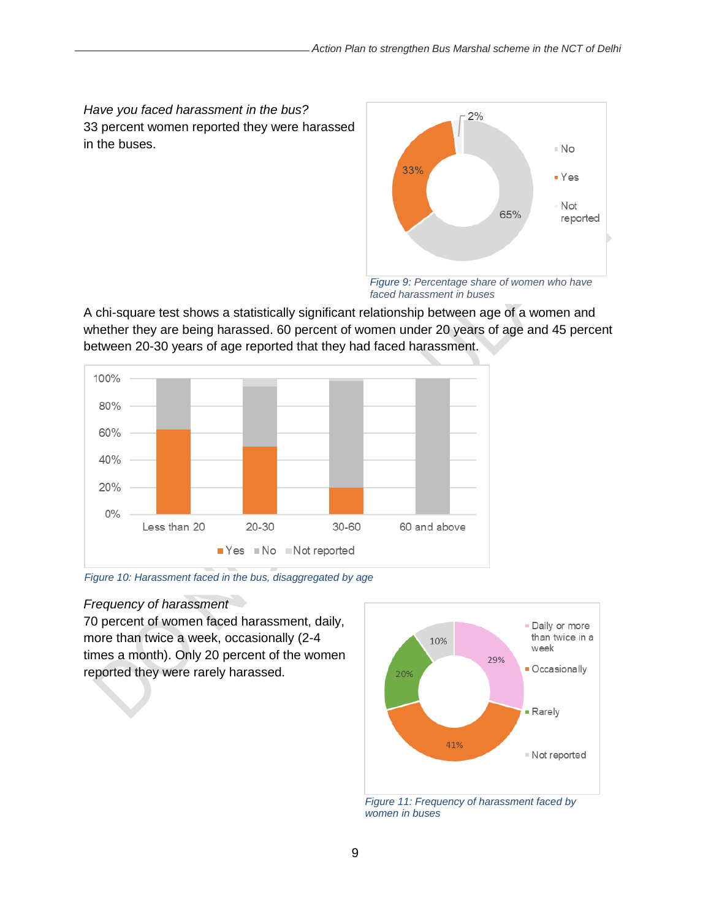*Have you faced harassment in the bus?*
33 percent women reported they were harassed in the buses.

Figure 9: Percentage share of women who have faced harassment in buses

A chi-square test shows a statistically significant relationship between age of a women and whether they are being harassed. 60 percent of women under 20 years of age and 45 percent between 20-30 years of age reported that they had faced harassment.

Figure 10: Harassment faced in the bus, disaggregated by age

*Frequency of harassment*
70 percent of women faced harassment, daily, more than twice a week, occasionally (2-4 times a month). Only 20 percent of the women reported they were rarely harassed.

Figure 11: Frequency of harassment faced by women in buses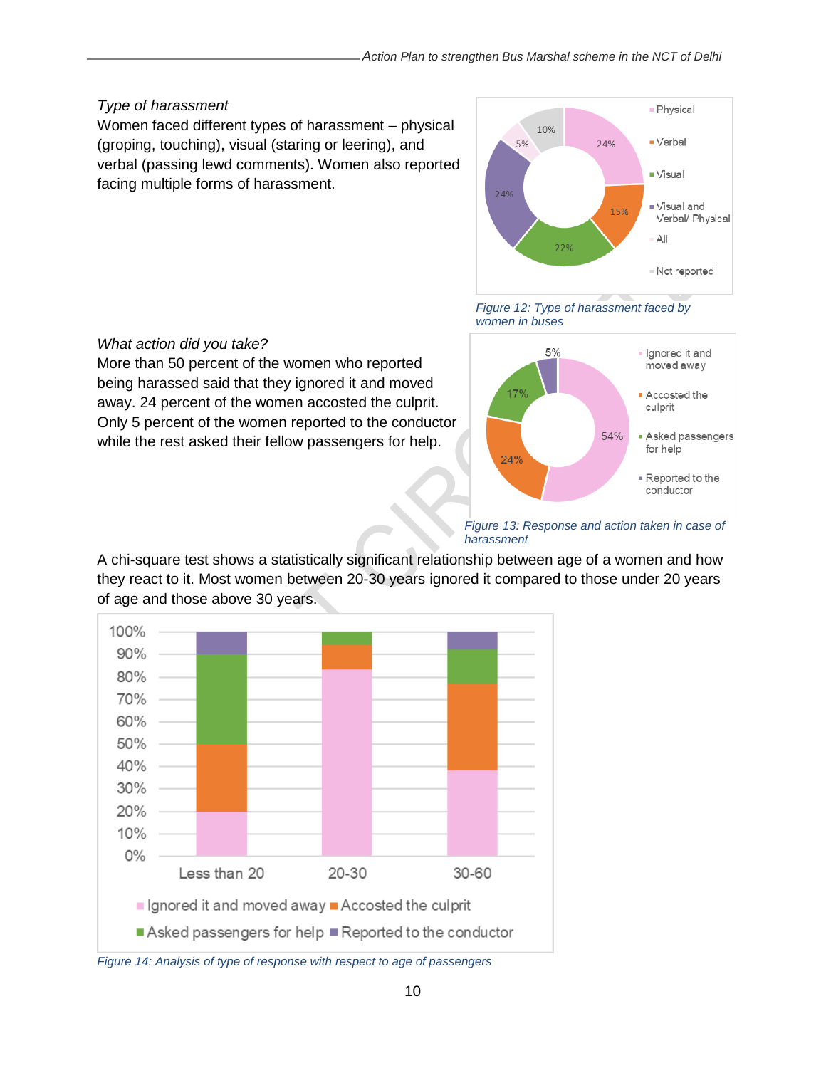*Type of harassment*

Women faced different types of harassment – physical (groping, touching), visual (staring or leering), and verbal (passing lewd comments). Women also reported facing multiple forms of harassment.

*Figure 12: Type of harassment faced by women in buses*

*What action did you take?*

More than 50 percent of the women who reported being harassed said that they ignored it and moved away. 24 percent of the women accosted the culprit. Only 5 percent of the women reported to the conductor while the rest asked their fellow passengers for help.

*Figure 13: Response and action taken in case of harassment*

A chi-square test shows a statistically significant relationship between age of a women and how they react to it. Most women between 20-30 years ignored it compared to those under 20 years of age and those above 30 years.

*Figure 14: Analysis of type of response with respect to age of passengers*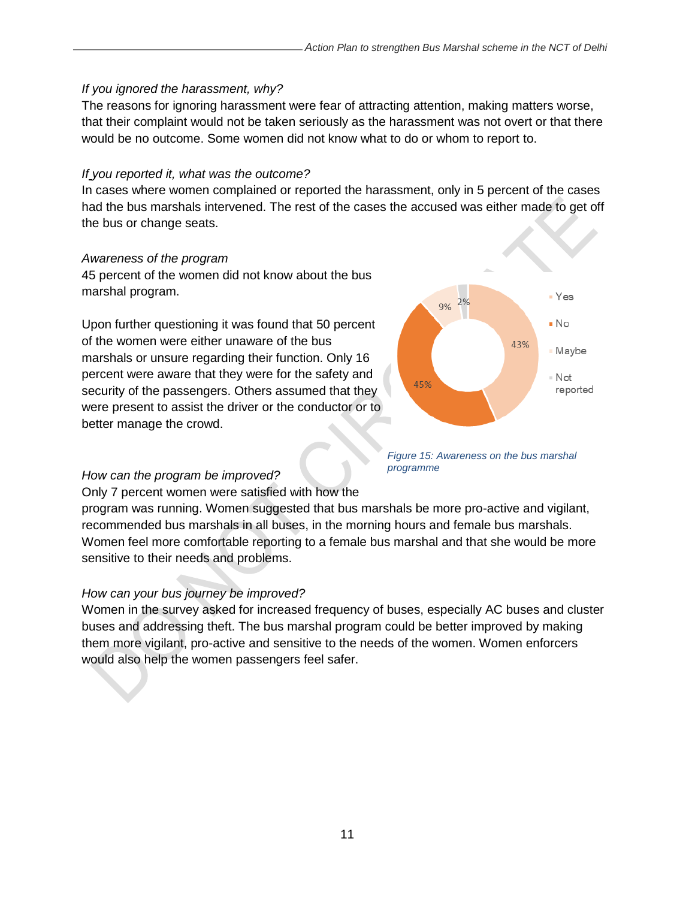*If you ignored the harassment, why?*

The reasons for ignoring harassment were fear of attracting attention, making matters worse, that their complaint would not be taken seriously as the harassment was not overt or that there would be no outcome. Some women did not know what to do or whom to report to.

*If you reported it, what was the outcome?*

In cases where women complained or reported the harassment, only in 5 percent of the cases had the bus marshals intervened. The rest of the cases the accused was either made to get off the bus or change seats.

*Awareness of the program*

45 percent of the women did not know about the bus marshal program.

Upon further questioning it was found that 50 percent of the women were either unaware of the bus marshals or unsure regarding their function. Only 16 percent were aware that they were for the safety and security of the passengers. Others assumed that they were present to assist the driver or the conductor or to better manage the crowd.

| Response | Percentage |
|---|---|
| Yes | 43% |
| No | 45% |
| Maybe | 9% |
| Not reported | 2% |

*Figure 15: Awareness on the bus marshal programme*

*How can the program be improved?*

Only 7 percent women were satisfied with how the program was running. Women suggested that bus marshals be more pro-active and vigilant, recommended bus marshals in all buses, in the morning hours and female bus marshals. Women feel more comfortable reporting to a female bus marshal and that she would be more sensitive to their needs and problems.

*How can your bus journey be improved?*

Women in the survey asked for increased frequency of buses, especially AC buses and cluster buses and addressing theft. The bus marshal program could be better improved by making them more vigilant, pro-active and sensitive to the needs of the women. Women enforcers would also help the women passengers feel safer.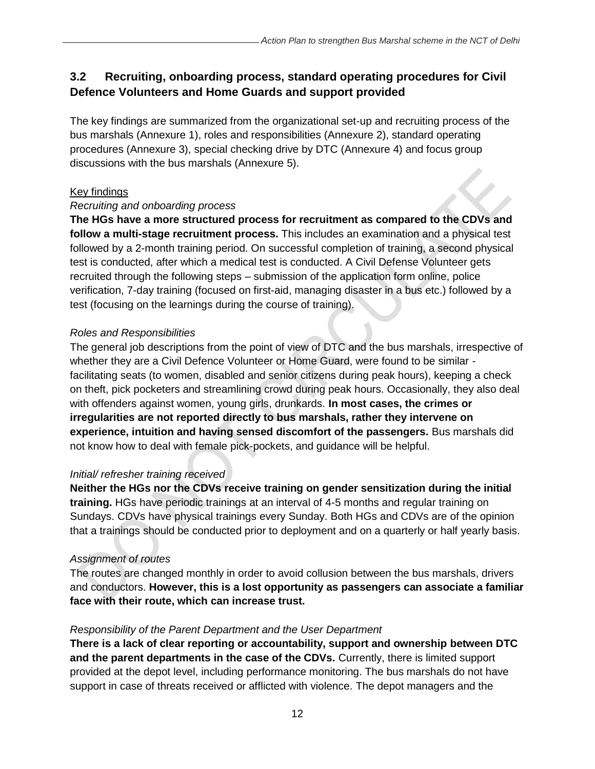### 3.2 Recruiting, onboarding process, standard operating procedures for Civil Defence Volunteers and Home Guards and support provided

The key findings are summarized from the organizational set-up and recruiting process of the bus marshals (Annexure 1), roles and responsibilities (Annexure 2), standard operating procedures (Annexure 3), special checking drive by DTC (Annexure 4) and focus group discussions with the bus marshals (Annexure 5).

Key findings

*Recruiting and onboarding process*

**The HGs have a more structured process for recruitment as compared to the CDVs and follow a multi-stage recruitment process.** This includes an examination and a physical test followed by a 2-month training period. On successful completion of training, a second physical test is conducted, after which a medical test is conducted. A Civil Defense Volunteer gets recruited through the following steps – submission of the application form online, police verification, 7-day training (focused on first-aid, managing disaster in a bus etc.) followed by a test (focusing on the learnings during the course of training).

*Roles and Responsibilities*

The general job descriptions from the point of view of DTC and the bus marshals, irrespective of whether they are a Civil Defence Volunteer or Home Guard, were found to be similar - facilitating seats (to women, disabled and senior citizens during peak hours), keeping a check on theft, pick pocketers and streamlining crowd during peak hours. Occasionally, they also deal with offenders against women, young girls, drunkards. **In most cases, the crimes or irregularities are not reported directly to bus marshals, rather they intervene on experience, intuition and having sensed discomfort of the passengers.** Bus marshals did not know how to deal with female pick-pockets, and guidance will be helpful.

*Initial/ refresher training received*

**Neither the HGs nor the CDVs receive training on gender sensitization during the initial training.** HGs have periodic trainings at an interval of 4-5 months and regular training on Sundays. CDVs have physical trainings every Sunday. Both HGs and CDVs are of the opinion that a trainings should be conducted prior to deployment and on a quarterly or half yearly basis.

*Assignment of routes*

The routes are changed monthly in order to avoid collusion between the bus marshals, drivers and conductors. **However, this is a lost opportunity as passengers can associate a familiar face with their route, which can increase trust.**

*Responsibility of the Parent Department and the User Department*

**There is a lack of clear reporting or accountability, support and ownership between DTC and the parent departments in the case of the CDVs.** Currently, there is limited support provided at the depot level, including performance monitoring. The bus marshals do not have support in case of threats received or afflicted with violence. The depot managers and the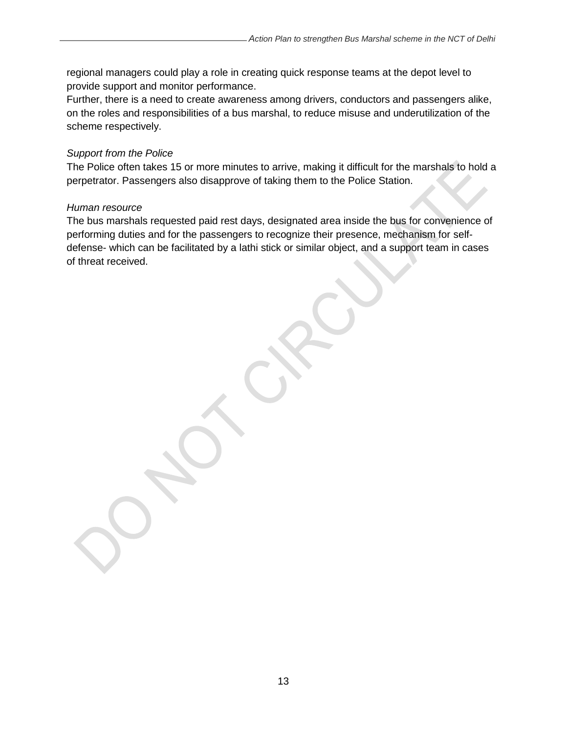regional managers could play a role in creating quick response teams at the depot level to provide support and monitor performance.
Further, there is a need to create awareness among drivers, conductors and passengers alike, on the roles and responsibilities of a bus marshal, to reduce misuse and underutilization of the scheme respectively.

*Support from the Police*
The Police often takes 15 or more minutes to arrive, making it difficult for the marshals to hold a perpetrator. Passengers also disapprove of taking them to the Police Station.

*Human resource*
The bus marshals requested paid rest days, designated area inside the bus for convenience of performing duties and for the passengers to recognize their presence, mechanism for self-defense- which can be facilitated by a lathi stick or similar object, and a support team in cases of threat received.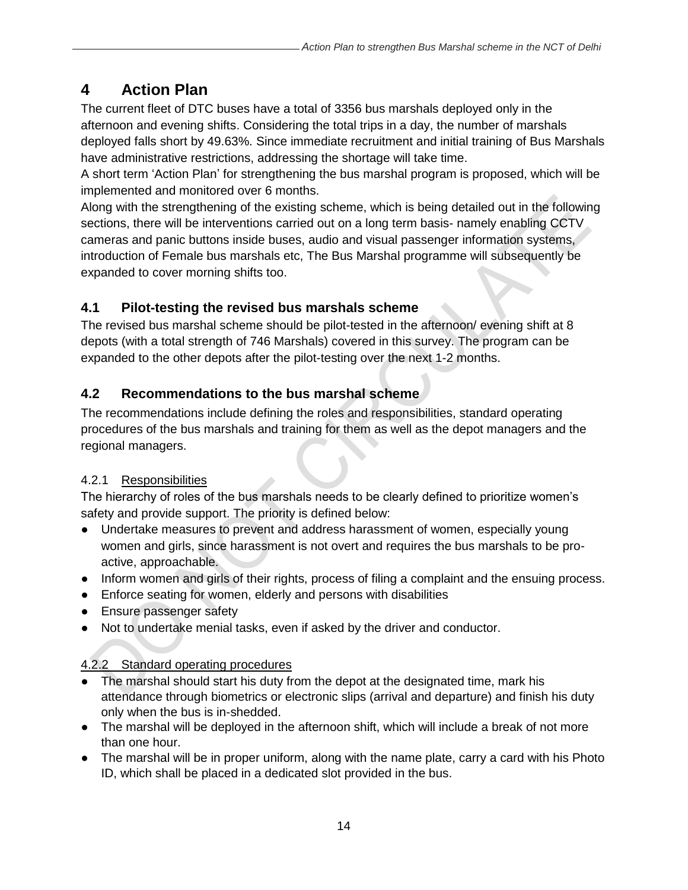# 4 Action Plan

The current fleet of DTC buses have a total of 3356 bus marshals deployed only in the afternoon and evening shifts. Considering the total trips in a day, the number of marshals deployed falls short by 49.63%. Since immediate recruitment and initial training of Bus Marshals have administrative restrictions, addressing the shortage will take time.

A short term 'Action Plan' for strengthening the bus marshal program is proposed, which will be implemented and monitored over 6 months.

Along with the strengthening of the existing scheme, which is being detailed out in the following sections, there will be interventions carried out on a long term basis- namely enabling CCTV cameras and panic buttons inside buses, audio and visual passenger information systems, introduction of Female bus marshals etc, The Bus Marshal programme will subsequently be expanded to cover morning shifts too.

## 4.1 Pilot-testing the revised bus marshals scheme

The revised bus marshal scheme should be pilot-tested in the afternoon/ evening shift at 8 depots (with a total strength of 746 Marshals) covered in this survey. The program can be expanded to the other depots after the pilot-testing over the next 1-2 months.

## 4.2 Recommendations to the bus marshal scheme

The recommendations include defining the roles and responsibilities, standard operating procedures of the bus marshals and training for them as well as the depot managers and the regional managers.

### 4.2.1 Responsibilities

The hierarchy of roles of the bus marshals needs to be clearly defined to prioritize women's safety and provide support. The priority is defined below:

- Undertake measures to prevent and address harassment of women, especially young women and girls, since harassment is not overt and requires the bus marshals to be pro-active, approachable.
- Inform women and girls of their rights, process of filing a complaint and the ensuing process.
- Enforce seating for women, elderly and persons with disabilities
- Ensure passenger safety
- Not to undertake menial tasks, even if asked by the driver and conductor.

### 4.2.2 Standard operating procedures

- The marshal should start his duty from the depot at the designated time, mark his attendance through biometrics or electronic slips (arrival and departure) and finish his duty only when the bus is in-shedded.
- The marshal will be deployed in the afternoon shift, which will include a break of not more than one hour.
- The marshal will be in proper uniform, along with the name plate, carry a card with his Photo ID, which shall be placed in a dedicated slot provided in the bus.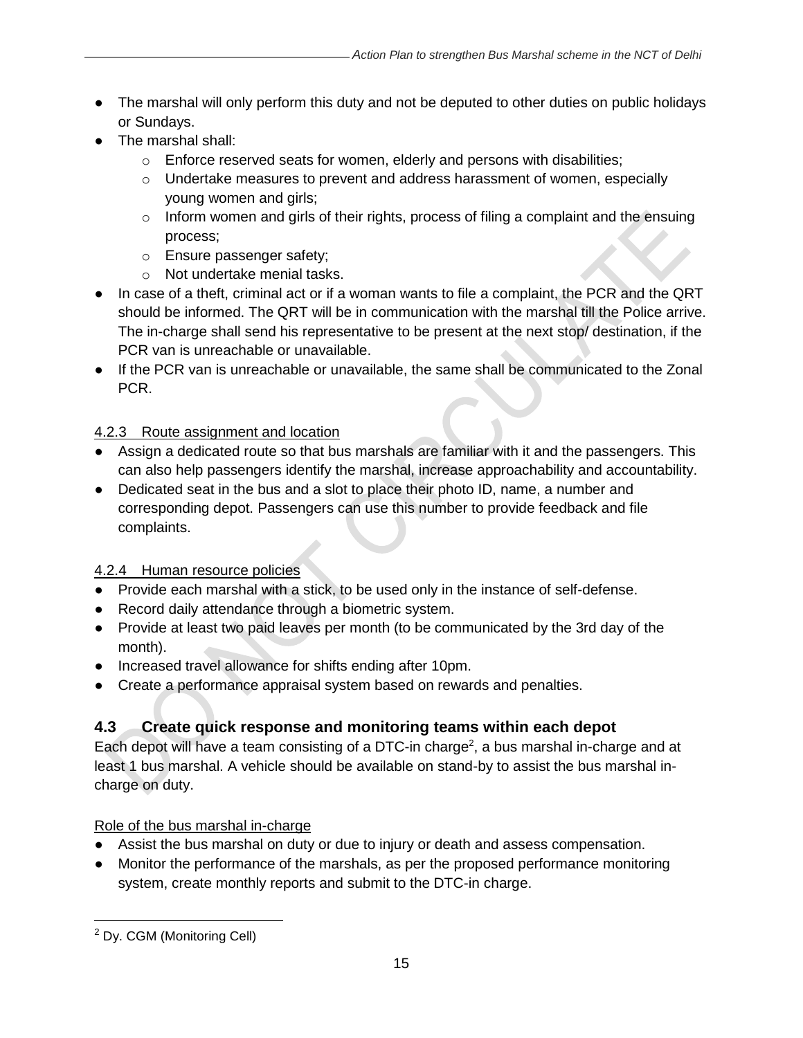- The marshal will only perform this duty and not be deputed to other duties on public holidays or Sundays.
- The marshal shall:
  - Enforce reserved seats for women, elderly and persons with disabilities;
  - Undertake measures to prevent and address harassment of women, especially young women and girls;
  - Inform women and girls of their rights, process of filing a complaint and the ensuing process;
  - Ensure passenger safety;
  - Not undertake menial tasks.
- In case of a theft, criminal act or if a woman wants to file a complaint, the PCR and the QRT should be informed. The QRT will be in communication with the marshal till the Police arrive. The in-charge shall send his representative to be present at the next stop/ destination, if the PCR van is unreachable or unavailable.
- If the PCR van is unreachable or unavailable, the same shall be communicated to the Zonal PCR.

4.2.3 Route assignment and location

- Assign a dedicated route so that bus marshals are familiar with it and the passengers. This can also help passengers identify the marshal, increase approachability and accountability.
- Dedicated seat in the bus and a slot to place their photo ID, name, a number and corresponding depot. Passengers can use this number to provide feedback and file complaints.

4.2.4 Human resource policies

- Provide each marshal with a stick, to be used only in the instance of self-defense.
- Record daily attendance through a biometric system.
- Provide at least two paid leaves per month (to be communicated by the 3rd day of the month).
- Increased travel allowance for shifts ending after 10pm.
- Create a performance appraisal system based on rewards and penalties.

## 4.3 Create quick response and monitoring teams within each depot

Each depot will have a team consisting of a DTC-in charge[2], a bus marshal in-charge and at least 1 bus marshal. A vehicle should be available on stand-by to assist the bus marshal in-charge on duty.

Role of the bus marshal in-charge

- Assist the bus marshal on duty or due to injury or death and assess compensation.
- Monitor the performance of the marshals, as per the proposed performance monitoring system, create monthly reports and submit to the DTC-in charge.

[2] Dy. CGM (Monitoring Cell)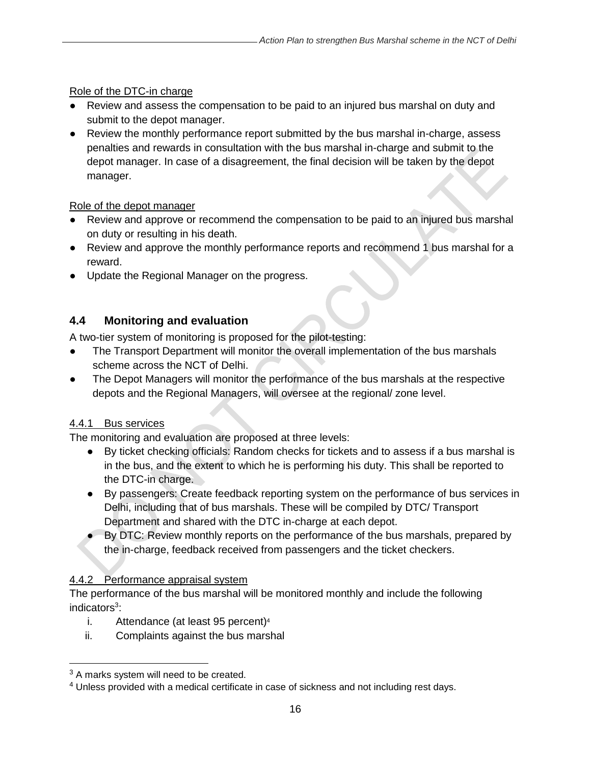Role of the DTC-in charge

- Review and assess the compensation to be paid to an injured bus marshal on duty and submit to the depot manager.
- Review the monthly performance report submitted by the bus marshal in-charge, assess penalties and rewards in consultation with the bus marshal in-charge and submit to the depot manager. In case of a disagreement, the final decision will be taken by the depot manager.

Role of the depot manager

- Review and approve or recommend the compensation to be paid to an injured bus marshal on duty or resulting in his death.
- Review and approve the monthly performance reports and recommend 1 bus marshal for a reward.
- Update the Regional Manager on the progress.

## 4.4 Monitoring and evaluation

A two-tier system of monitoring is proposed for the pilot-testing:

- The Transport Department will monitor the overall implementation of the bus marshals scheme across the NCT of Delhi.
- The Depot Managers will monitor the performance of the bus marshals at the respective depots and the Regional Managers, will oversee at the regional/ zone level.

### 4.4.1 Bus services

The monitoring and evaluation are proposed at three levels:

- By ticket checking officials: Random checks for tickets and to assess if a bus marshal is in the bus, and the extent to which he is performing his duty. This shall be reported to the DTC-in charge.
- By passengers: Create feedback reporting system on the performance of bus services in Delhi, including that of bus marshals. These will be compiled by DTC/ Transport Department and shared with the DTC in-charge at each depot.
- By DTC: Review monthly reports on the performance of the bus marshals, prepared by the in-charge, feedback received from passengers and the ticket checkers.

### 4.4.2 Performance appraisal system

The performance of the bus marshal will be monitored monthly and include the following indicators[3]:

i. Attendance (at least 95 percent)[4]
ii. Complaints against the bus marshal

---

[3] A marks system will need to be created.

[4] Unless provided with a medical certificate in case of sickness and not including rest days.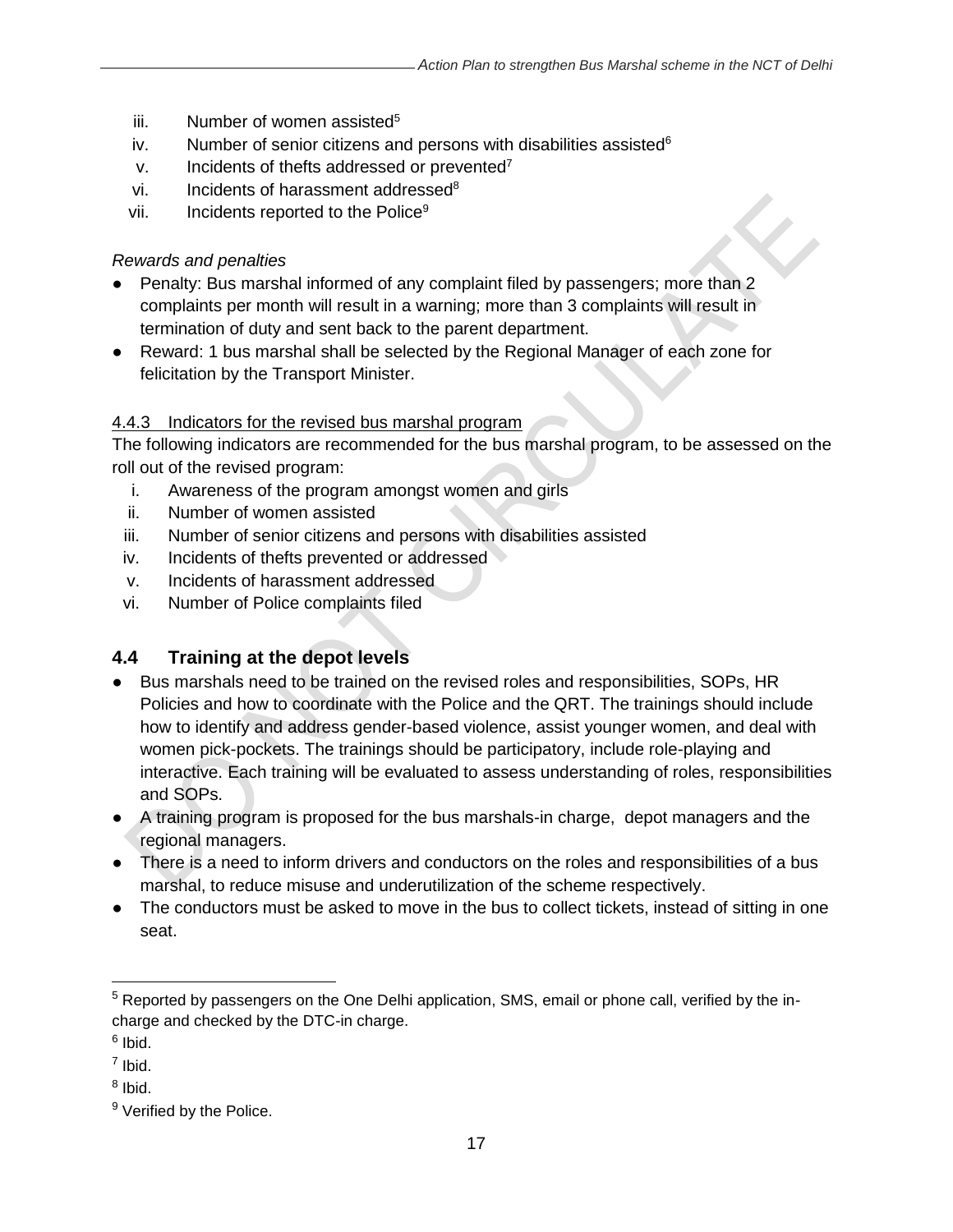iii. Number of women assisted[5]
iv. Number of senior citizens and persons with disabilities assisted[6]
v. Incidents of thefts addressed or prevented[7]
vi. Incidents of harassment addressed[8]
vii. Incidents reported to the Police[9]

*Rewards and penalties*

- Penalty: Bus marshal informed of any complaint filed by passengers; more than 2 complaints per month will result in a warning; more than 3 complaints will result in termination of duty and sent back to the parent department.
- Reward: 1 bus marshal shall be selected by the Regional Manager of each zone for felicitation by the Transport Minister.

#### 4.4.3 Indicators for the revised bus marshal program

The following indicators are recommended for the bus marshal program, to be assessed on the roll out of the revised program:

i. Awareness of the program amongst women and girls
ii. Number of women assisted
iii. Number of senior citizens and persons with disabilities assisted
iv. Incidents of thefts prevented or addressed
v. Incidents of harassment addressed
vi. Number of Police complaints filed

## 4.4 Training at the depot levels

- Bus marshals need to be trained on the revised roles and responsibilities, SOPs, HR Policies and how to coordinate with the Police and the QRT. The trainings should include how to identify and address gender-based violence, assist younger women, and deal with women pick-pockets. The trainings should be participatory, include role-playing and interactive. Each training will be evaluated to assess understanding of roles, responsibilities and SOPs.
- A training program is proposed for the bus marshals-in charge, depot managers and the regional managers.
- There is a need to inform drivers and conductors on the roles and responsibilities of a bus marshal, to reduce misuse and underutilization of the scheme respectively.
- The conductors must be asked to move in the bus to collect tickets, instead of sitting in one seat.

---

[5] Reported by passengers on the One Delhi application, SMS, email or phone call, verified by the in-charge and checked by the DTC-in charge.

[6] Ibid.

[7] Ibid.

[8] Ibid.

[9] Verified by the Police.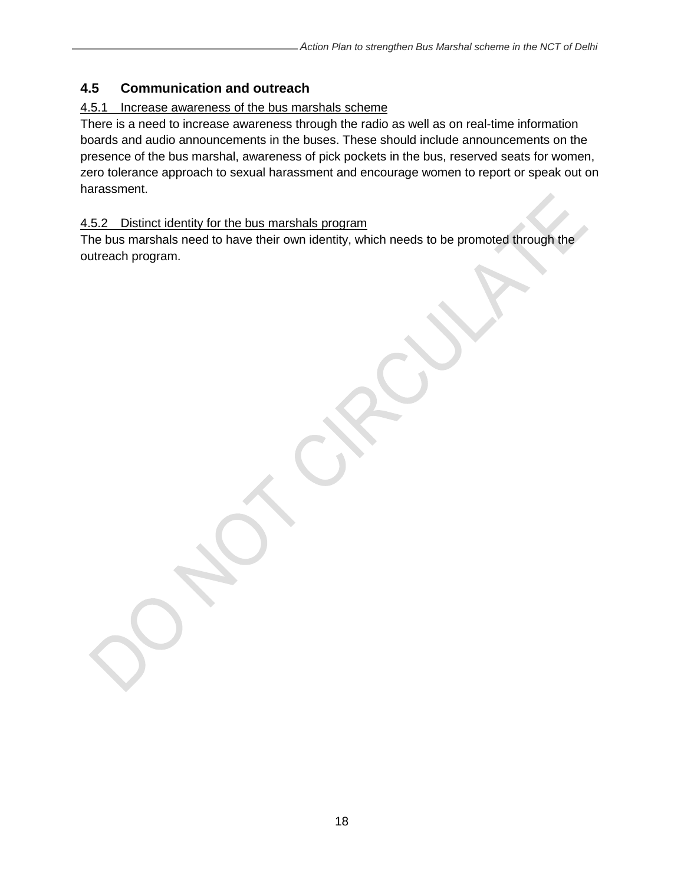## 4.5 Communication and outreach

4.5.1 Increase awareness of the bus marshals scheme

There is a need to increase awareness through the radio as well as on real-time information boards and audio announcements in the buses. These should include announcements on the presence of the bus marshal, awareness of pick pockets in the bus, reserved seats for women, zero tolerance approach to sexual harassment and encourage women to report or speak out on harassment.

4.5.2 Distinct identity for the bus marshals program

The bus marshals need to have their own identity, which needs to be promoted through the outreach program.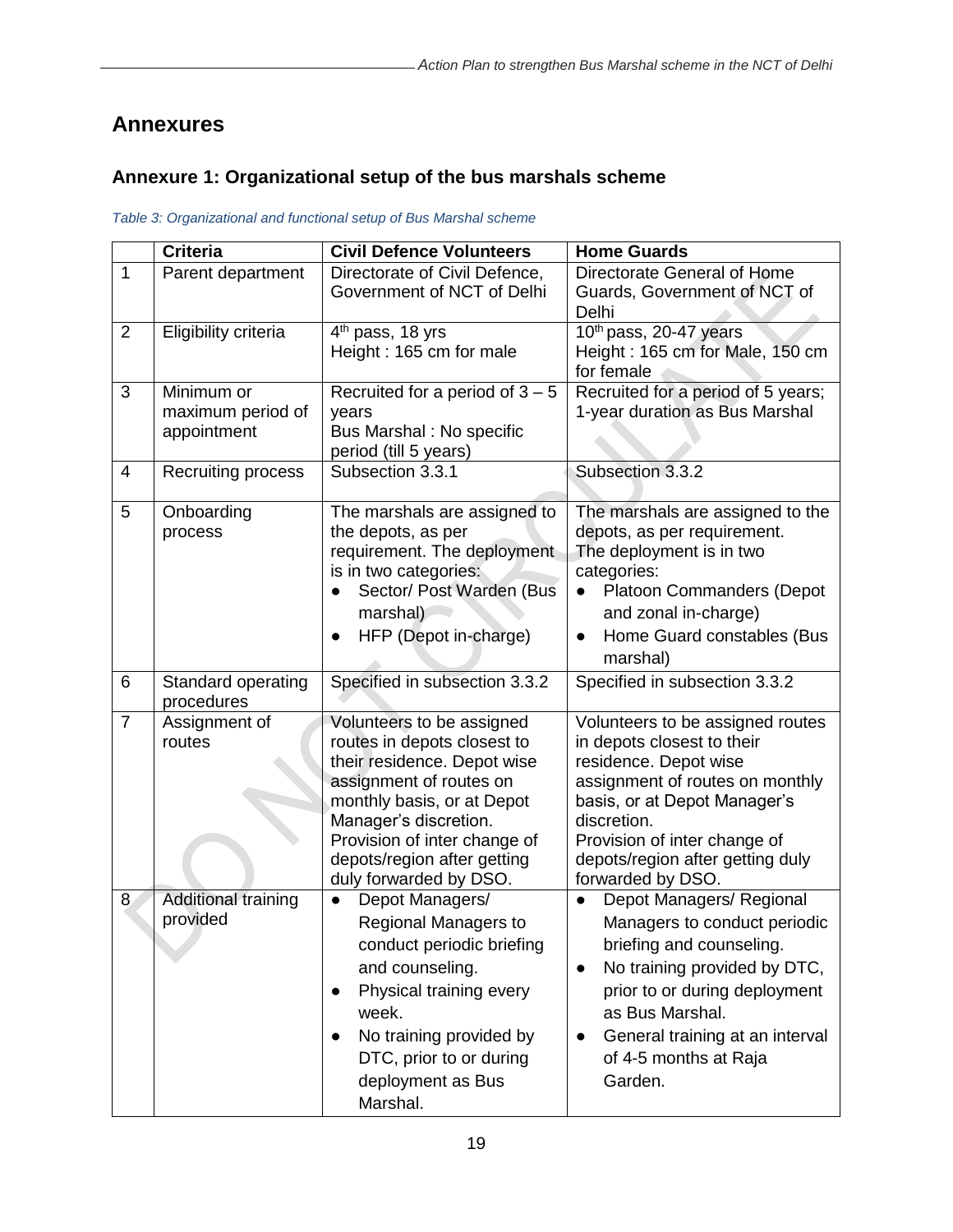# Annexures

## Annexure 1: Organizational setup of the bus marshals scheme

*Table 3: Organizational and functional setup of Bus Marshal scheme*

| | Criteria | Civil Defence Volunteers | Home Guards |
|---|---|---|---|
| 1 | Parent department | Directorate of Civil Defence, Government of NCT of Delhi | Directorate General of Home Guards, Government of NCT of Delhi |
| 2 | Eligibility criteria | 4th pass, 18 yrs<br>Height : 165 cm for male | 10th pass, 20-47 years<br>Height : 165 cm for Male, 150 cm for female |
| 3 | Minimum or maximum period of appointment | Recruited for a period of 3 – 5 years<br>Bus Marshal : No specific period (till 5 years) | Recruited for a period of 5 years; 1-year duration as Bus Marshal |
| 4 | Recruiting process | Subsection 3.3.1 | Subsection 3.3.2 |
| 5 | Onboarding process | The marshals are assigned to the depots, as per requirement. The deployment is in two categories:<br>● Sector/ Post Warden (Bus marshal)<br>● HFP (Depot in-charge) | The marshals are assigned to the depots, as per requirement. The deployment is in two categories:<br>● Platoon Commanders (Depot and zonal in-charge)<br>● Home Guard constables (Bus marshal) |
| 6 | Standard operating procedures | Specified in subsection 3.3.2 | Specified in subsection 3.3.2 |
| 7 | Assignment of routes | Volunteers to be assigned routes in depots closest to their residence. Depot wise assignment of routes on monthly basis, or at Depot Manager's discretion.<br>Provision of inter change of depots/region after getting duly forwarded by DSO. | Volunteers to be assigned routes in depots closest to their residence. Depot wise assignment of routes on monthly basis, or at Depot Manager's discretion.<br>Provision of inter change of depots/region after getting duly forwarded by DSO. |
| 8 | Additional training provided | ● Depot Managers/ Regional Managers to conduct periodic briefing and counseling.<br>● Physical training every week.<br>● No training provided by DTC, prior to or during deployment as Bus Marshal. | ● Depot Managers/ Regional Managers to conduct periodic briefing and counseling.<br>● No training provided by DTC, prior to or during deployment as Bus Marshal.<br>● General training at an interval of 4-5 months at Raja Garden. |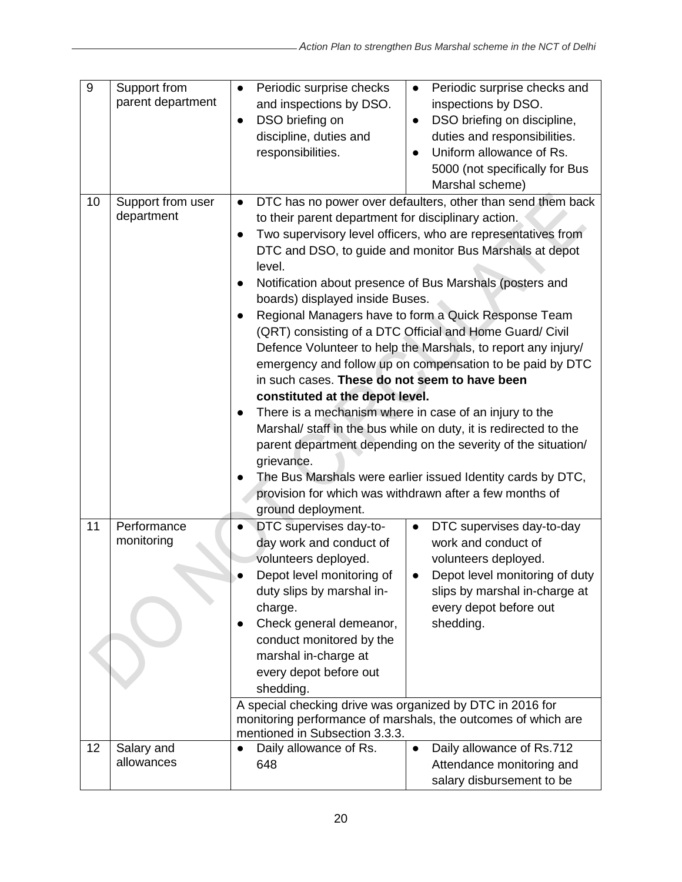| 9 | Support from parent department | ● Periodic surprise checks and inspections by DSO.<br>● DSO briefing on discipline, duties and responsibilities. | ● Periodic surprise checks and inspections by DSO.<br>● DSO briefing on discipline, duties and responsibilities.<br>● Uniform allowance of Rs. 5000 (not specifically for Bus Marshal scheme) |
|---|---|---|---|
| 10 | Support from user department | ● DTC has no power over defaulters, other than send them back to their parent department for disciplinary action.<br>● Two supervisory level officers, who are representatives from DTC and DSO, to guide and monitor Bus Marshals at depot level.<br>● Notification about presence of Bus Marshals (posters and boards) displayed inside Buses.<br>● Regional Managers have to form a Quick Response Team (QRT) consisting of a DTC Official and Home Guard/ Civil Defence Volunteer to help the Marshals, to report any injury/ emergency and follow up on compensation to be paid by DTC in such cases. **These do not seem to have been constituted at the depot level.**<br>● There is a mechanism where in case of an injury to the Marshal/ staff in the bus while on duty, it is redirected to the parent department depending on the severity of the situation/ grievance.<br>● The Bus Marshals were earlier issued Identity cards by DTC, provision for which was withdrawn after a few months of ground deployment. | |
| 11 | Performance monitoring | ● DTC supervises day-to-day work and conduct of volunteers deployed.<br>● Depot level monitoring of duty slips by marshal in-charge.<br>● Check general demeanor, conduct monitored by the marshal in-charge at every depot before out shedding. | ● DTC supervises day-to-day work and conduct of volunteers deployed.<br>● Depot level monitoring of duty slips by marshal in-charge at every depot before out shedding. |
| | | A special checking drive was organized by DTC in 2016 for monitoring performance of marshals, the outcomes of which are mentioned in Subsection 3.3.3. | |
| 12 | Salary and allowances | ● Daily allowance of Rs. 648 | ● Daily allowance of Rs.712 Attendance monitoring and salary disbursement to be |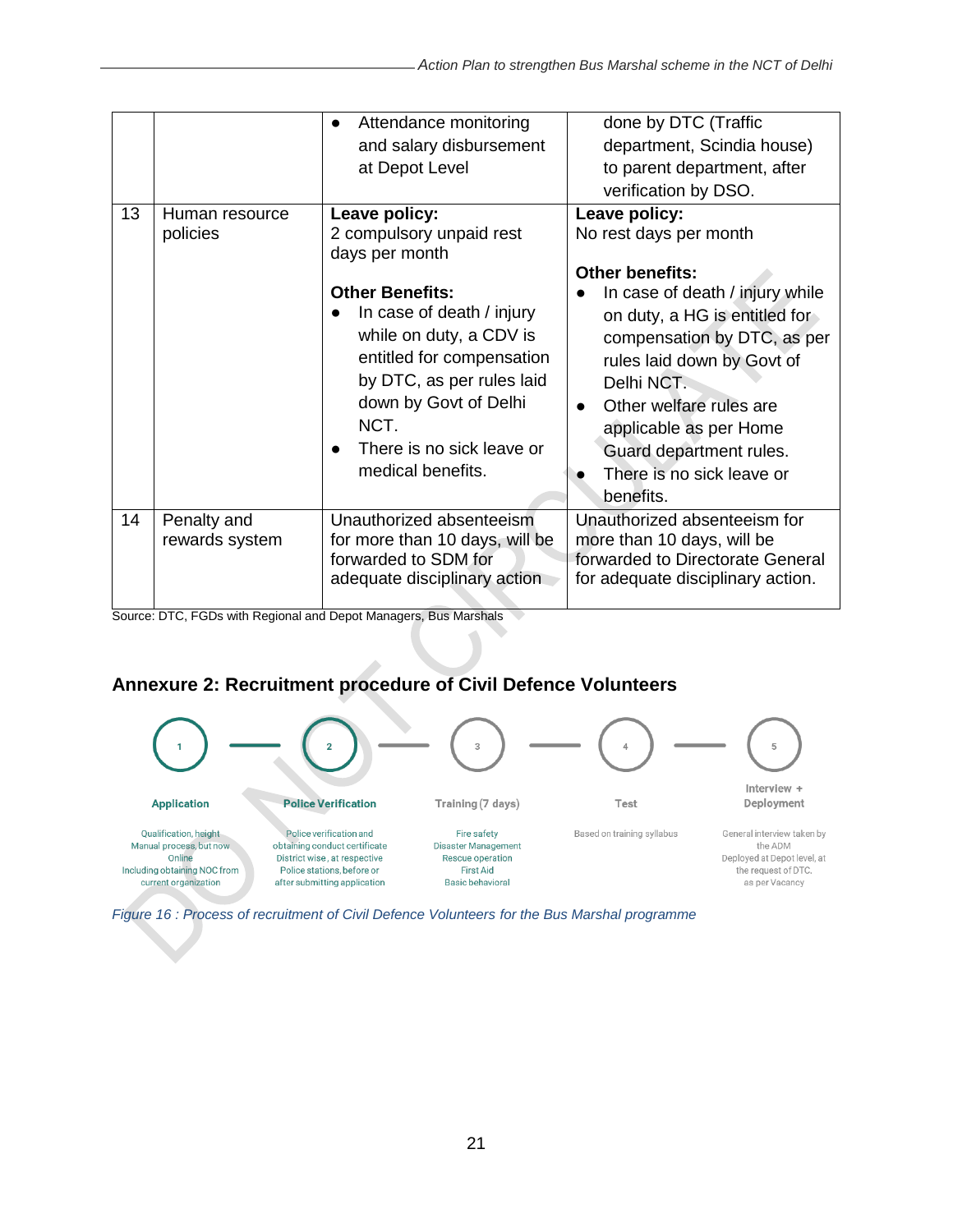| | | • Attendance monitoring and salary disbursement at Depot Level | done by DTC (Traffic department, Scindia house) to parent department, after verification by DSO. |
|---|---|---|---|
| 13 | Human resource policies | **Leave policy:**<br>2 compulsory unpaid rest days per month<br><br>**Other Benefits:**<br>• In case of death / injury while on duty, a CDV is entitled for compensation by DTC, as per rules laid down by Govt of Delhi NCT.<br>• There is no sick leave or medical benefits. | **Leave policy:**<br>No rest days per month<br><br>**Other benefits:**<br>• In case of death / injury while on duty, a HG is entitled for compensation by DTC, as per rules laid down by Govt of Delhi NCT.<br>• Other welfare rules are applicable as per Home Guard department rules.<br>• There is no sick leave or benefits. |
| 14 | Penalty and rewards system | Unauthorized absenteeism for more than 10 days, will be forwarded to SDM for adequate disciplinary action | Unauthorized absenteeism for more than 10 days, will be forwarded to Directorate General for adequate disciplinary action. |

Source: DTC, FGDs with Regional and Depot Managers, Bus Marshals

## Annexure 2: Recruitment procedure of Civil Defence Volunteers

1. **Application** – Qualification, height; Manual process, but now Online; Including obtaining NOC from current organization
2. **Police Verification** – Police verification and obtaining conduct certificate District wise, at respective Police stations, before or after submitting application
3. **Training (7 days)** – Fire safety; Disaster Management; Rescue operation; First Aid; Basic behavioral
4. **Test** – Based on training syllabus
5. **Interview + Deployment** – General interview taken by the ADM; Deployed at Depot level, at the request of DTC, as per Vacancy

*Figure 16 : Process of recruitment of Civil Defence Volunteers for the Bus Marshal programme*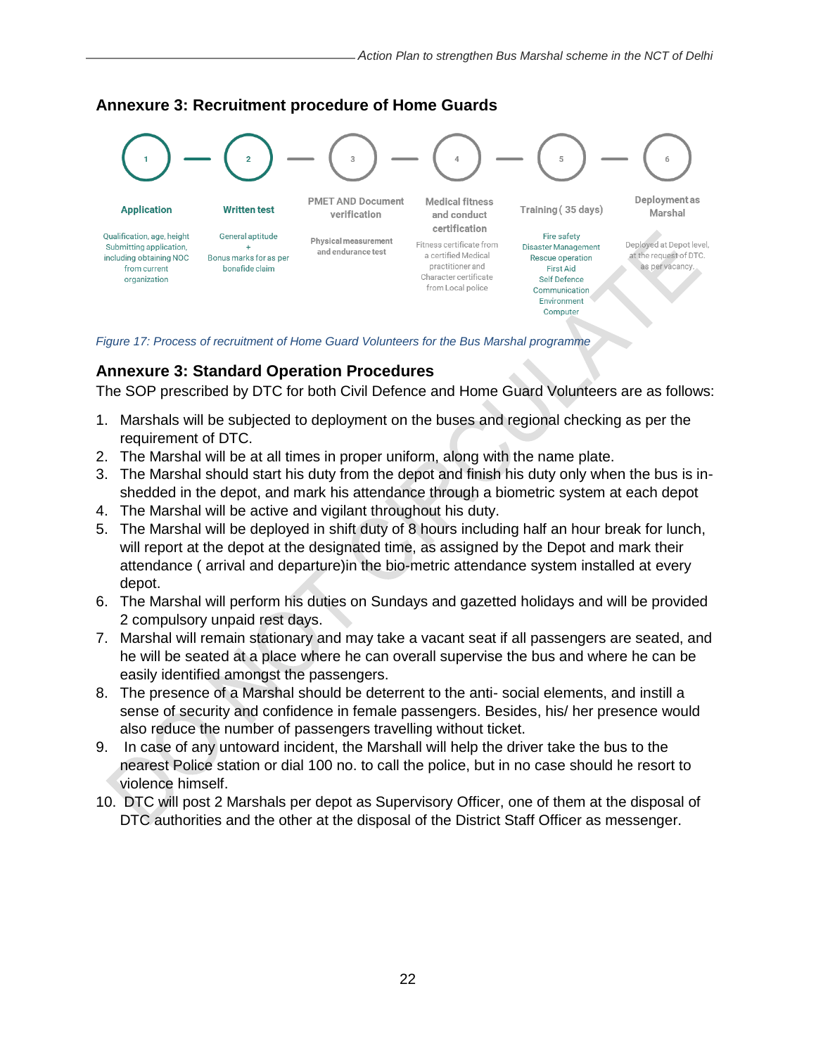## Annexure 3: Recruitment procedure of Home Guards

1. **Application** — Qualification, age, height Submitting application, including obtaining NOC from current organization
2. **Written test** — General aptitude + Bonus marks for as per bonafide claim
3. **PMET AND Document verification** — Physical measurement and endurance test
4. **Medical fitness and conduct certification** — Fitness certificate from a certified Medical practitioner and Character certificate from Local police
5. **Training ( 35 days)** — Fire safety, Disaster Management, Rescue operation, First Aid, Self Defence, Communication, Environment, Computer
6. **Deployment as Marshal** — Deployed at Depot level, at the request of DTC, as per vacancy.

*Figure 17: Process of recruitment of Home Guard Volunteers for the Bus Marshal programme*

## Annexure 3: Standard Operation Procedures

The SOP prescribed by DTC for both Civil Defence and Home Guard Volunteers are as follows:

1. Marshals will be subjected to deployment on the buses and regional checking as per the requirement of DTC.
2. The Marshal will be at all times in proper uniform, along with the name plate.
3. The Marshal should start his duty from the depot and finish his duty only when the bus is in-shedded in the depot, and mark his attendance through a biometric system at each depot
4. The Marshal will be active and vigilant throughout his duty.
5. The Marshal will be deployed in shift duty of 8 hours including half an hour break for lunch, will report at the depot at the designated time, as assigned by the Depot and mark their attendance ( arrival and departure)in the bio-metric attendance system installed at every depot.
6. The Marshal will perform his duties on Sundays and gazetted holidays and will be provided 2 compulsory unpaid rest days.
7. Marshal will remain stationary and may take a vacant seat if all passengers are seated, and he will be seated at a place where he can overall supervise the bus and where he can be easily identified amongst the passengers.
8. The presence of a Marshal should be deterrent to the anti- social elements, and instill a sense of security and confidence in female passengers. Besides, his/ her presence would also reduce the number of passengers travelling without ticket.
9. In case of any untoward incident, the Marshall will help the driver take the bus to the nearest Police station or dial 100 no. to call the police, but in no case should he resort to violence himself.
10. DTC will post 2 Marshals per depot as Supervisory Officer, one of them at the disposal of DTC authorities and the other at the disposal of the District Staff Officer as messenger.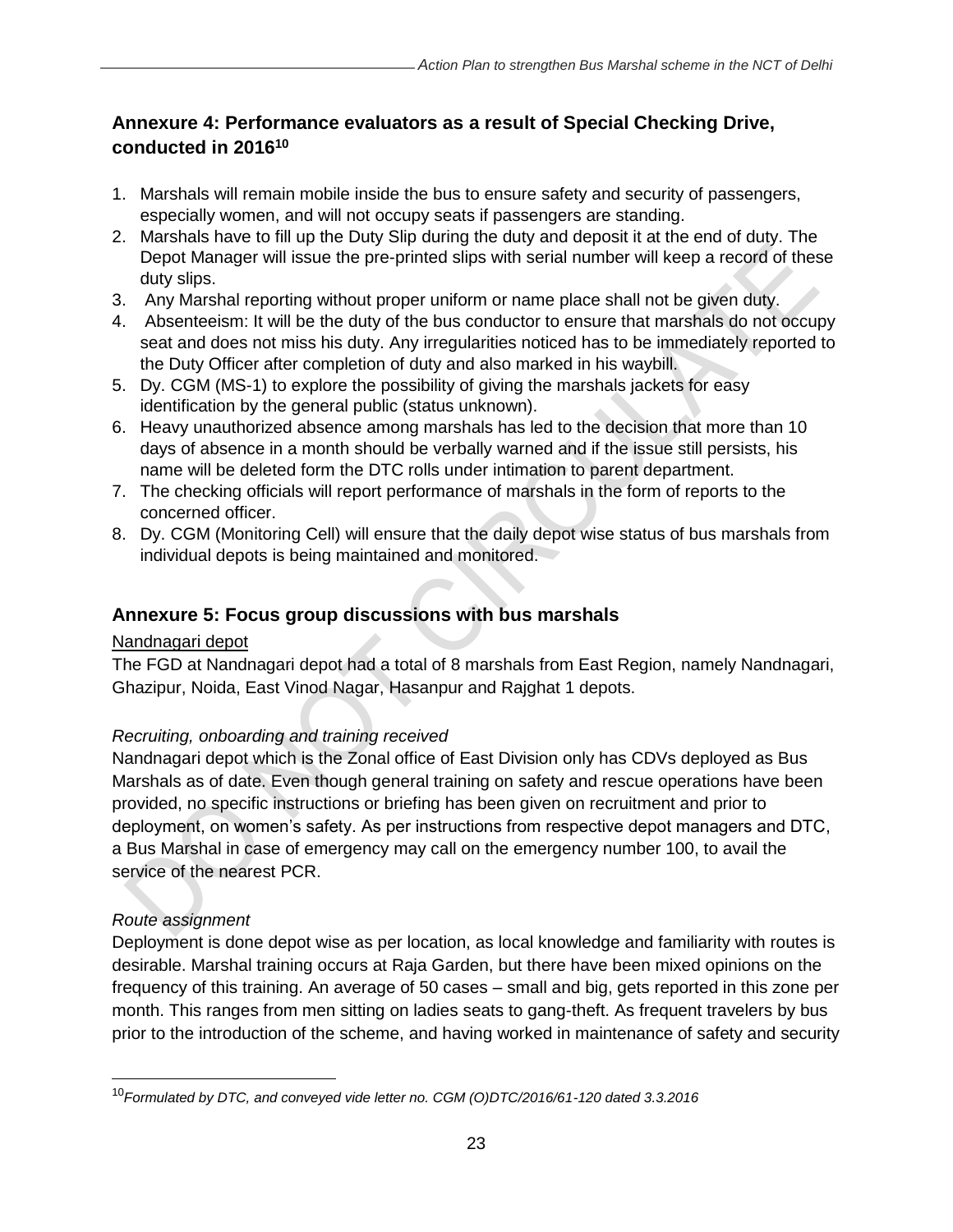## Annexure 4: Performance evaluators as a result of Special Checking Drive, conducted in 2016[10]

1. Marshals will remain mobile inside the bus to ensure safety and security of passengers, especially women, and will not occupy seats if passengers are standing.
2. Marshals have to fill up the Duty Slip during the duty and deposit it at the end of duty. The Depot Manager will issue the pre-printed slips with serial number will keep a record of these duty slips.
3. Any Marshal reporting without proper uniform or name place shall not be given duty.
4. Absenteeism: It will be the duty of the bus conductor to ensure that marshals do not occupy seat and does not miss his duty. Any irregularities noticed has to be immediately reported to the Duty Officer after completion of duty and also marked in his waybill.
5. Dy. CGM (MS-1) to explore the possibility of giving the marshals jackets for easy identification by the general public (status unknown).
6. Heavy unauthorized absence among marshals has led to the decision that more than 10 days of absence in a month should be verbally warned and if the issue still persists, his name will be deleted form the DTC rolls under intimation to parent department.
7. The checking officials will report performance of marshals in the form of reports to the concerned officer.
8. Dy. CGM (Monitoring Cell) will ensure that the daily depot wise status of bus marshals from individual depots is being maintained and monitored.

## Annexure 5: Focus group discussions with bus marshals

Nandnagari depot

The FGD at Nandnagari depot had a total of 8 marshals from East Region, namely Nandnagari, Ghazipur, Noida, East Vinod Nagar, Hasanpur and Rajghat 1 depots.

*Recruiting, onboarding and training received*

Nandnagari depot which is the Zonal office of East Division only has CDVs deployed as Bus Marshals as of date. Even though general training on safety and rescue operations have been provided, no specific instructions or briefing has been given on recruitment and prior to deployment, on women's safety. As per instructions from respective depot managers and DTC, a Bus Marshal in case of emergency may call on the emergency number 100, to avail the service of the nearest PCR.

*Route assignment*

Deployment is done depot wise as per location, as local knowledge and familiarity with routes is desirable. Marshal training occurs at Raja Garden, but there have been mixed opinions on the frequency of this training. An average of 50 cases – small and big, gets reported in this zone per month. This ranges from men sitting on ladies seats to gang-theft. As frequent travelers by bus prior to the introduction of the scheme, and having worked in maintenance of safety and security

---

[10] *Formulated by DTC, and conveyed vide letter no. CGM (O)DTC/2016/61-120 dated 3.3.2016*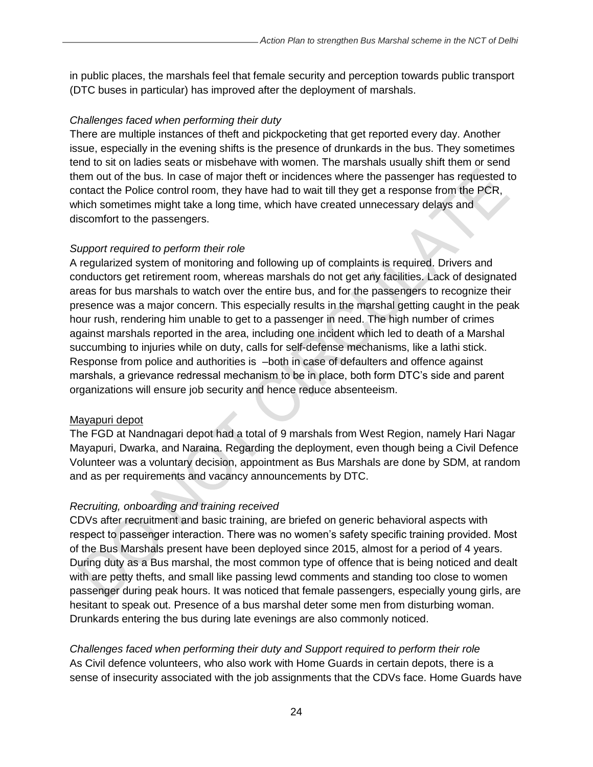in public places, the marshals feel that female security and perception towards public transport (DTC buses in particular) has improved after the deployment of marshals.

*Challenges faced when performing their duty*

There are multiple instances of theft and pickpocketing that get reported every day. Another issue, especially in the evening shifts is the presence of drunkards in the bus. They sometimes tend to sit on ladies seats or misbehave with women. The marshals usually shift them or send them out of the bus. In case of major theft or incidences where the passenger has requested to contact the Police control room, they have had to wait till they get a response from the PCR, which sometimes might take a long time, which have created unnecessary delays and discomfort to the passengers.

*Support required to perform their role*

A regularized system of monitoring and following up of complaints is required. Drivers and conductors get retirement room, whereas marshals do not get any facilities. Lack of designated areas for bus marshals to watch over the entire bus, and for the passengers to recognize their presence was a major concern. This especially results in the marshal getting caught in the peak hour rush, rendering him unable to get to a passenger in need. The high number of crimes against marshals reported in the area, including one incident which led to death of a Marshal succumbing to injuries while on duty, calls for self-defense mechanisms, like a lathi stick. Response from police and authorities is –both in case of defaulters and offence against marshals, a grievance redressal mechanism to be in place, both form DTC's side and parent organizations will ensure job security and hence reduce absenteeism.

Mayapuri depot

The FGD at Nandnagari depot had a total of 9 marshals from West Region, namely Hari Nagar Mayapuri, Dwarka, and Naraina. Regarding the deployment, even though being a Civil Defence Volunteer was a voluntary decision, appointment as Bus Marshals are done by SDM, at random and as per requirements and vacancy announcements by DTC.

*Recruiting, onboarding and training received*

CDVs after recruitment and basic training, are briefed on generic behavioral aspects with respect to passenger interaction. There was no women's safety specific training provided. Most of the Bus Marshals present have been deployed since 2015, almost for a period of 4 years. During duty as a Bus marshal, the most common type of offence that is being noticed and dealt with are petty thefts, and small like passing lewd comments and standing too close to women passenger during peak hours. It was noticed that female passengers, especially young girls, are hesitant to speak out. Presence of a bus marshal deter some men from disturbing woman. Drunkards entering the bus during late evenings are also commonly noticed.

*Challenges faced when performing their duty and Support required to perform their role*

As Civil defence volunteers, who also work with Home Guards in certain depots, there is a sense of insecurity associated with the job assignments that the CDVs face. Home Guards have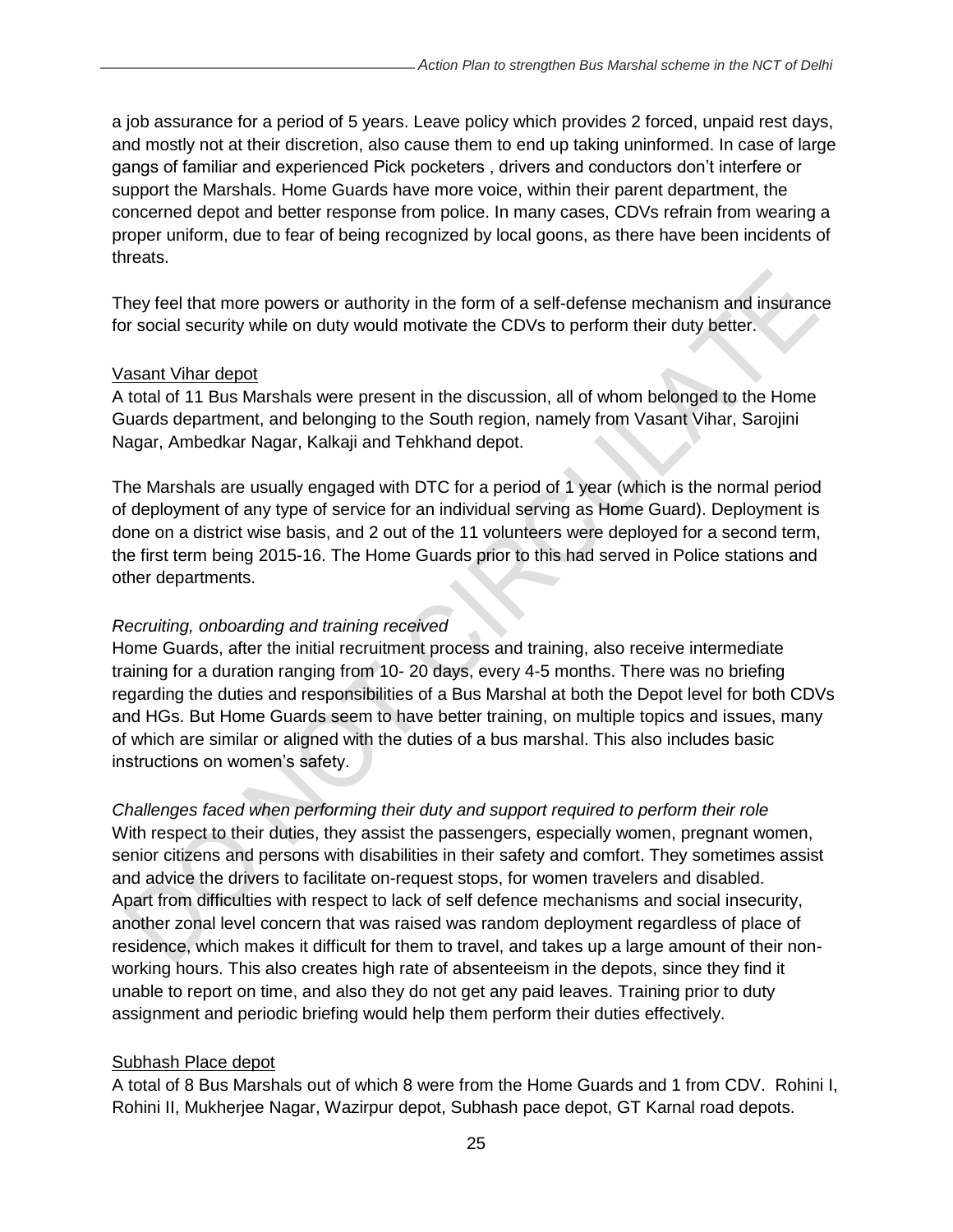a job assurance for a period of 5 years. Leave policy which provides 2 forced, unpaid rest days, and mostly not at their discretion, also cause them to end up taking uninformed. In case of large gangs of familiar and experienced Pick pocketers , drivers and conductors don't interfere or support the Marshals. Home Guards have more voice, within their parent department, the concerned depot and better response from police. In many cases, CDVs refrain from wearing a proper uniform, due to fear of being recognized by local goons, as there have been incidents of threats.

They feel that more powers or authority in the form of a self-defense mechanism and insurance for social security while on duty would motivate the CDVs to perform their duty better.

Vasant Vihar depot

A total of 11 Bus Marshals were present in the discussion, all of whom belonged to the Home Guards department, and belonging to the South region, namely from Vasant Vihar, Sarojini Nagar, Ambedkar Nagar, Kalkaji and Tehkhand depot.

The Marshals are usually engaged with DTC for a period of 1 year (which is the normal period of deployment of any type of service for an individual serving as Home Guard). Deployment is done on a district wise basis, and 2 out of the 11 volunteers were deployed for a second term, the first term being 2015-16. The Home Guards prior to this had served in Police stations and other departments.

*Recruiting, onboarding and training received*

Home Guards, after the initial recruitment process and training, also receive intermediate training for a duration ranging from 10- 20 days, every 4-5 months. There was no briefing regarding the duties and responsibilities of a Bus Marshal at both the Depot level for both CDVs and HGs. But Home Guards seem to have better training, on multiple topics and issues, many of which are similar or aligned with the duties of a bus marshal. This also includes basic instructions on women's safety.

*Challenges faced when performing their duty and support required to perform their role*

With respect to their duties, they assist the passengers, especially women, pregnant women, senior citizens and persons with disabilities in their safety and comfort. They sometimes assist and advice the drivers to facilitate on-request stops, for women travelers and disabled. Apart from difficulties with respect to lack of self defence mechanisms and social insecurity, another zonal level concern that was raised was random deployment regardless of place of residence, which makes it difficult for them to travel, and takes up a large amount of their non-working hours. This also creates high rate of absenteeism in the depots, since they find it unable to report on time, and also they do not get any paid leaves. Training prior to duty assignment and periodic briefing would help them perform their duties effectively.

Subhash Place depot

A total of 8 Bus Marshals out of which 8 were from the Home Guards and 1 from CDV. Rohini I, Rohini II, Mukherjee Nagar, Wazirpur depot, Subhash pace depot, GT Karnal road depots.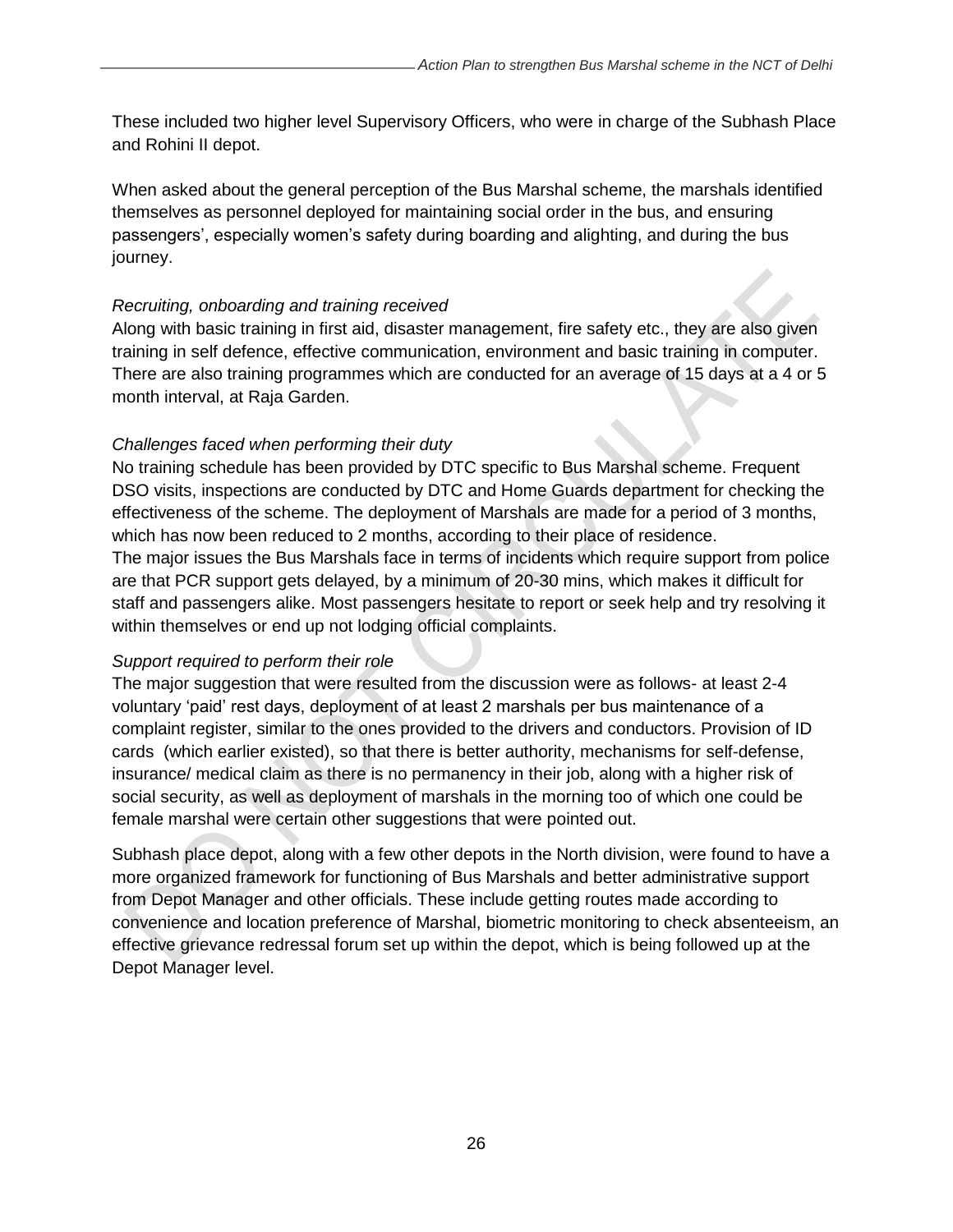These included two higher level Supervisory Officers, who were in charge of the Subhash Place and Rohini II depot.

When asked about the general perception of the Bus Marshal scheme, the marshals identified themselves as personnel deployed for maintaining social order in the bus, and ensuring passengers', especially women's safety during boarding and alighting, and during the bus journey.

*Recruiting, onboarding and training received*

Along with basic training in first aid, disaster management, fire safety etc., they are also given training in self defence, effective communication, environment and basic training in computer. There are also training programmes which are conducted for an average of 15 days at a 4 or 5 month interval, at Raja Garden.

*Challenges faced when performing their duty*

No training schedule has been provided by DTC specific to Bus Marshal scheme. Frequent DSO visits, inspections are conducted by DTC and Home Guards department for checking the effectiveness of the scheme. The deployment of Marshals are made for a period of 3 months, which has now been reduced to 2 months, according to their place of residence.
The major issues the Bus Marshals face in terms of incidents which require support from police are that PCR support gets delayed, by a minimum of 20-30 mins, which makes it difficult for staff and passengers alike. Most passengers hesitate to report or seek help and try resolving it within themselves or end up not lodging official complaints.

*Support required to perform their role*

The major suggestion that were resulted from the discussion were as follows- at least 2-4 voluntary 'paid' rest days, deployment of at least 2 marshals per bus maintenance of a complaint register, similar to the ones provided to the drivers and conductors. Provision of ID cards (which earlier existed), so that there is better authority, mechanisms for self-defense, insurance/ medical claim as there is no permanency in their job, along with a higher risk of social security, as well as deployment of marshals in the morning too of which one could be female marshal were certain other suggestions that were pointed out.

Subhash place depot, along with a few other depots in the North division, were found to have a more organized framework for functioning of Bus Marshals and better administrative support from Depot Manager and other officials. These include getting routes made according to convenience and location preference of Marshal, biometric monitoring to check absenteeism, an effective grievance redressal forum set up within the depot, which is being followed up at the Depot Manager level.